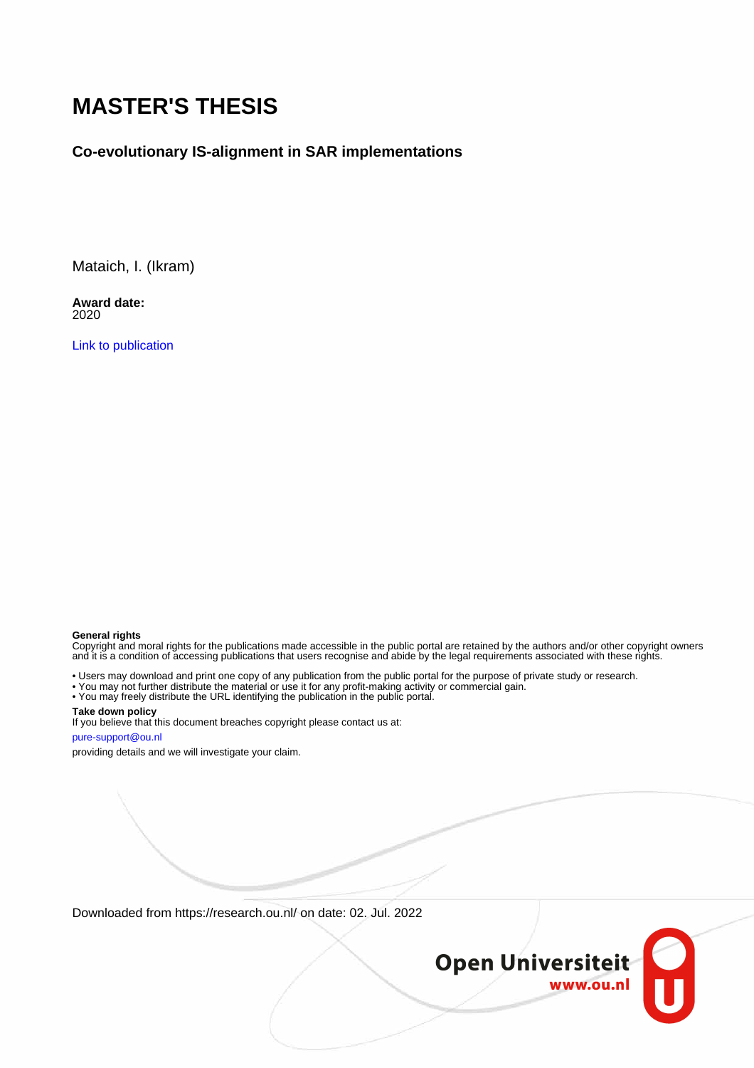# MASTER'S THESIS

## Co-evolutionary IS-alignment in SAR implementations

Mataich, I. (Ikram)

**Award date:**
2020

Link to publication

**General rights**
Copyright and moral rights for the publications made accessible in the public portal are retained by the authors and/or other copyright owners and it is a condition of accessing publications that users recognise and abide by the legal requirements associated with these rights.

- Users may download and print one copy of any publication from the public portal for the purpose of private study or research.
- You may not further distribute the material or use it for any profit-making activity or commercial gain.
- You may freely distribute the URL identifying the publication in the public portal.

**Take down policy**
If you believe that this document breaches copyright please contact us at:

pure-support@ou.nl

providing details and we will investigate your claim.

Downloaded from https://research.ou.nl/ on date: 02. Jul. 2022

Open Universiteit
www.ou.nl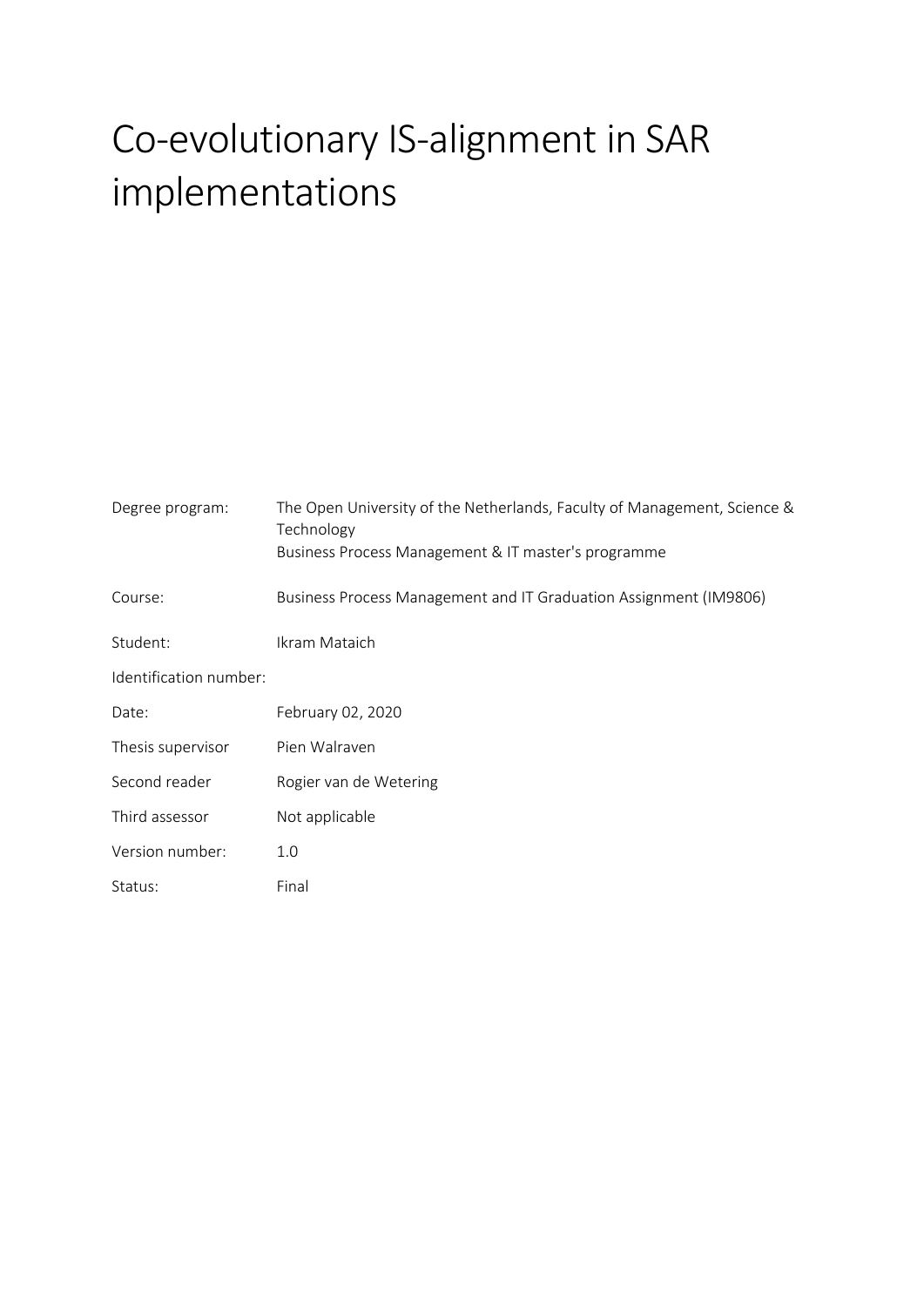# Co-evolutionary IS-alignment in SAR implementations

| | |
|---|---|
| Degree program: | The Open University of the Netherlands, Faculty of Management, Science & Technology<br>Business Process Management & IT master's programme |
| Course: | Business Process Management and IT Graduation Assignment (IM9806) |
| Student: | Ikram Mataich |
| Identification number: | |
| Date: | February 02, 2020 |
| Thesis supervisor | Pien Walraven |
| Second reader | Rogier van de Wetering |
| Third assessor | Not applicable |
| Version number: | 1.0 |
| Status: | Final |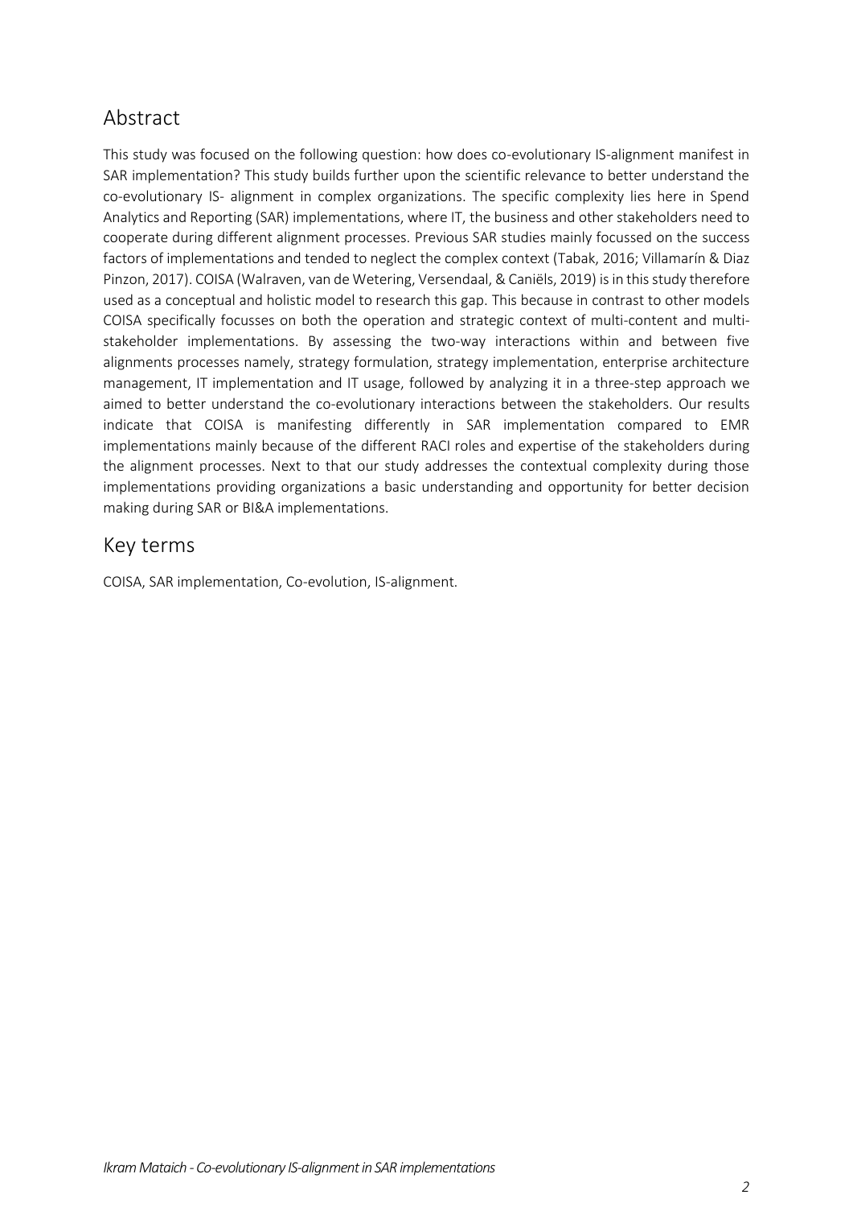## Abstract

This study was focused on the following question: how does co-evolutionary IS-alignment manifest in SAR implementation? This study builds further upon the scientific relevance to better understand the co-evolutionary IS- alignment in complex organizations. The specific complexity lies here in Spend Analytics and Reporting (SAR) implementations, where IT, the business and other stakeholders need to cooperate during different alignment processes. Previous SAR studies mainly focussed on the success factors of implementations and tended to neglect the complex context (Tabak, 2016; Villamarín & Diaz Pinzon, 2017). COISA (Walraven, van de Wetering, Versendaal, & Caniëls, 2019) is in this study therefore used as a conceptual and holistic model to research this gap. This because in contrast to other models COISA specifically focusses on both the operation and strategic context of multi-content and multi-stakeholder implementations. By assessing the two-way interactions within and between five alignments processes namely, strategy formulation, strategy implementation, enterprise architecture management, IT implementation and IT usage, followed by analyzing it in a three-step approach we aimed to better understand the co-evolutionary interactions between the stakeholders. Our results indicate that COISA is manifesting differently in SAR implementation compared to EMR implementations mainly because of the different RACI roles and expertise of the stakeholders during the alignment processes. Next to that our study addresses the contextual complexity during those implementations providing organizations a basic understanding and opportunity for better decision making during SAR or BI&A implementations.

## Key terms

COISA, SAR implementation, Co-evolution, IS-alignment.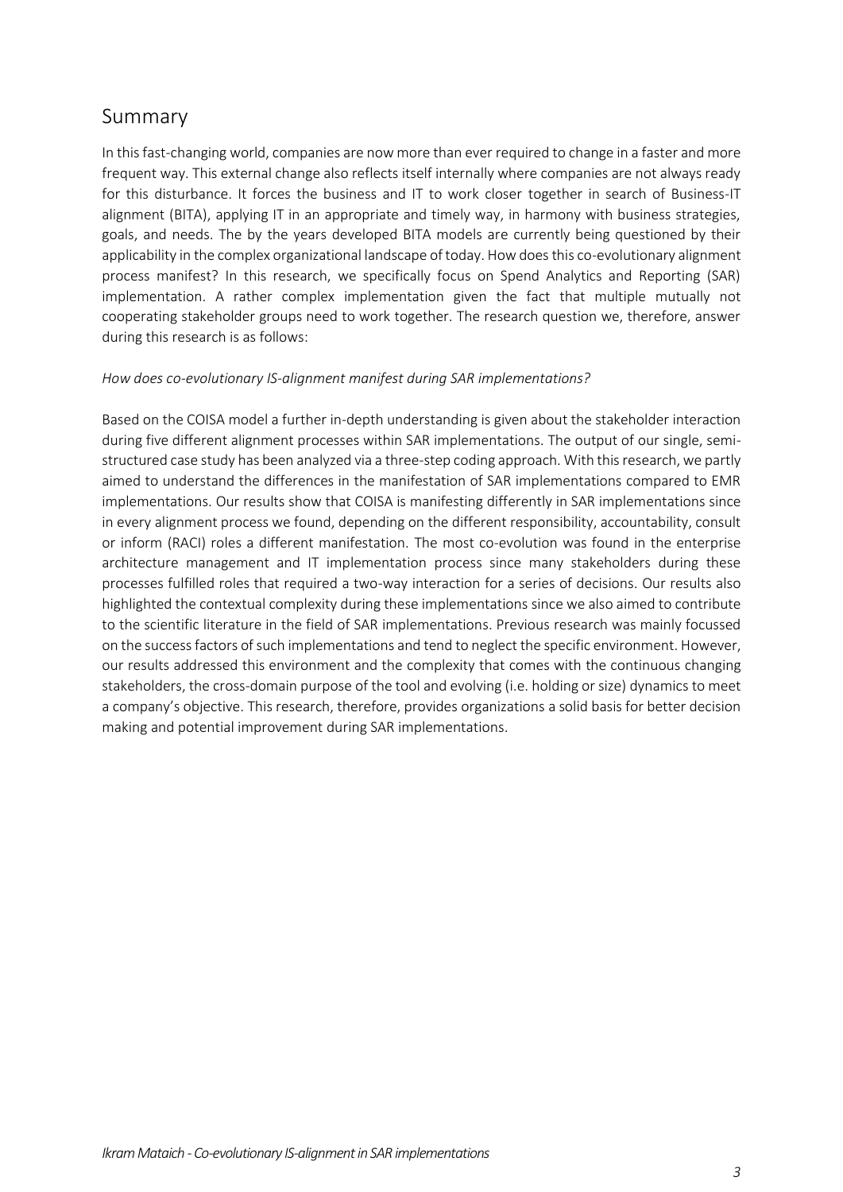## Summary

In this fast-changing world, companies are now more than ever required to change in a faster and more frequent way. This external change also reflects itself internally where companies are not always ready for this disturbance. It forces the business and IT to work closer together in search of Business-IT alignment (BITA), applying IT in an appropriate and timely way, in harmony with business strategies, goals, and needs. The by the years developed BITA models are currently being questioned by their applicability in the complex organizational landscape of today. How does this co-evolutionary alignment process manifest? In this research, we specifically focus on Spend Analytics and Reporting (SAR) implementation. A rather complex implementation given the fact that multiple mutually not cooperating stakeholder groups need to work together. The research question we, therefore, answer during this research is as follows:

*How does co-evolutionary IS-alignment manifest during SAR implementations?*

Based on the COISA model a further in-depth understanding is given about the stakeholder interaction during five different alignment processes within SAR implementations. The output of our single, semi-structured case study has been analyzed via a three-step coding approach. With this research, we partly aimed to understand the differences in the manifestation of SAR implementations compared to EMR implementations. Our results show that COISA is manifesting differently in SAR implementations since in every alignment process we found, depending on the different responsibility, accountability, consult or inform (RACI) roles a different manifestation. The most co-evolution was found in the enterprise architecture management and IT implementation process since many stakeholders during these processes fulfilled roles that required a two-way interaction for a series of decisions. Our results also highlighted the contextual complexity during these implementations since we also aimed to contribute to the scientific literature in the field of SAR implementations. Previous research was mainly focussed on the success factors of such implementations and tend to neglect the specific environment. However, our results addressed this environment and the complexity that comes with the continuous changing stakeholders, the cross-domain purpose of the tool and evolving (i.e. holding or size) dynamics to meet a company's objective. This research, therefore, provides organizations a solid basis for better decision making and potential improvement during SAR implementations.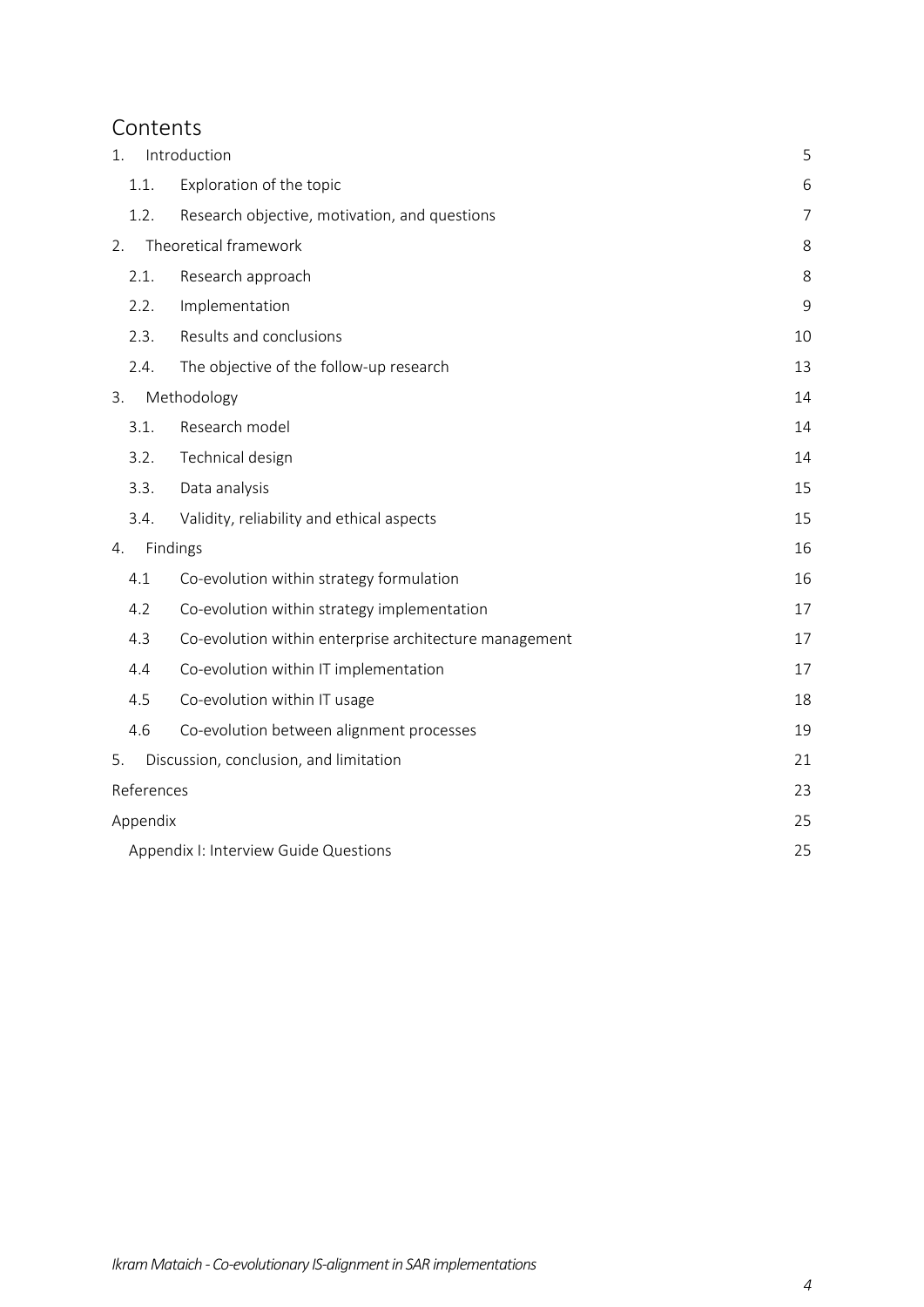# Contents

| | | |
|---|---|---|
| 1. | Introduction | 5 |
| 1.1. | Exploration of the topic | 6 |
| 1.2. | Research objective, motivation, and questions | 7 |
| 2. | Theoretical framework | 8 |
| 2.1. | Research approach | 8 |
| 2.2. | Implementation | 9 |
| 2.3. | Results and conclusions | 10 |
| 2.4. | The objective of the follow-up research | 13 |
| 3. | Methodology | 14 |
| 3.1. | Research model | 14 |
| 3.2. | Technical design | 14 |
| 3.3. | Data analysis | 15 |
| 3.4. | Validity, reliability and ethical aspects | 15 |
| 4. | Findings | 16 |
| 4.1 | Co-evolution within strategy formulation | 16 |
| 4.2 | Co-evolution within strategy implementation | 17 |
| 4.3 | Co-evolution within enterprise architecture management | 17 |
| 4.4 | Co-evolution within IT implementation | 17 |
| 4.5 | Co-evolution within IT usage | 18 |
| 4.6 | Co-evolution between alignment processes | 19 |
| 5. | Discussion, conclusion, and limitation | 21 |
| References | | 23 |
| Appendix | | 25 |
| Appendix I: Interview Guide Questions | | 25 |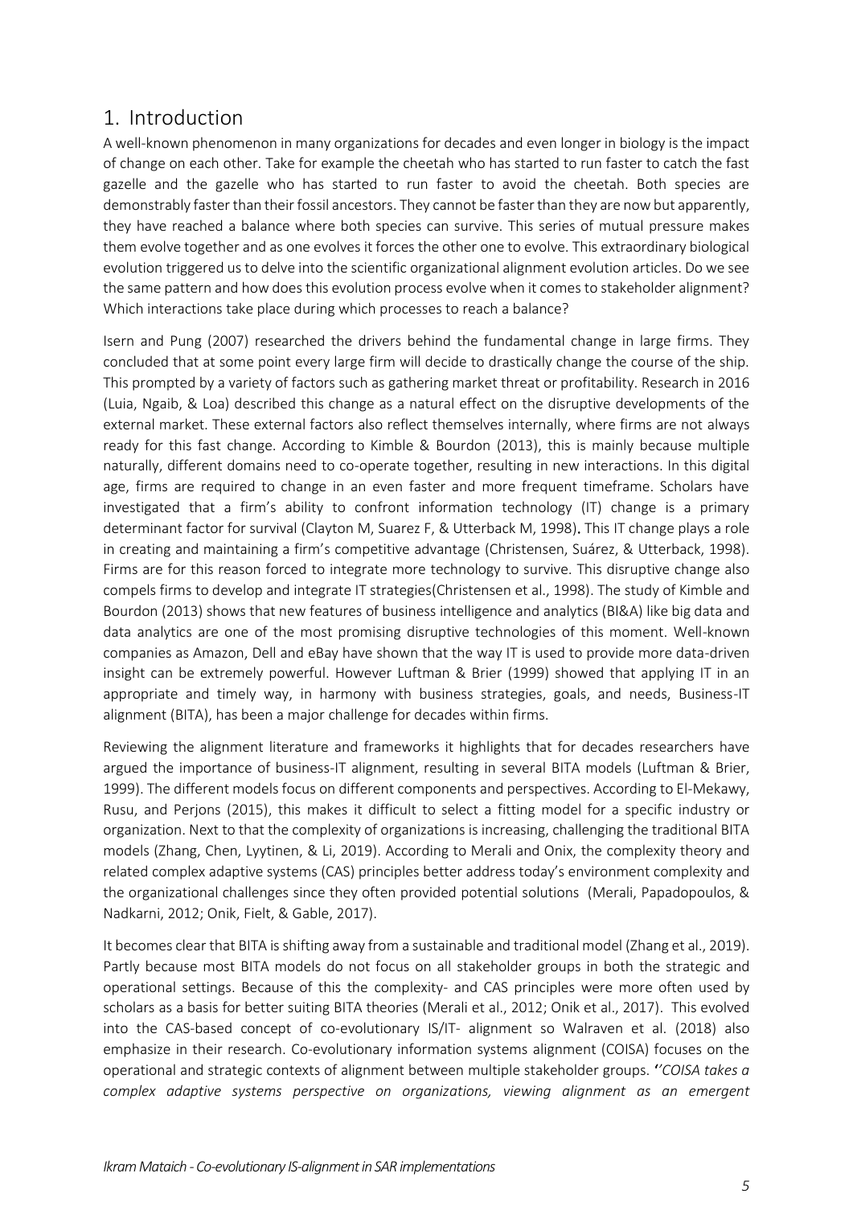# 1. Introduction

A well-known phenomenon in many organizations for decades and even longer in biology is the impact of change on each other. Take for example the cheetah who has started to run faster to catch the fast gazelle and the gazelle who has started to run faster to avoid the cheetah. Both species are demonstrably faster than their fossil ancestors. They cannot be faster than they are now but apparently, they have reached a balance where both species can survive. This series of mutual pressure makes them evolve together and as one evolves it forces the other one to evolve. This extraordinary biological evolution triggered us to delve into the scientific organizational alignment evolution articles. Do we see the same pattern and how does this evolution process evolve when it comes to stakeholder alignment? Which interactions take place during which processes to reach a balance?

Isern and Pung (2007) researched the drivers behind the fundamental change in large firms. They concluded that at some point every large firm will decide to drastically change the course of the ship. This prompted by a variety of factors such as gathering market threat or profitability. Research in 2016 (Luia, Ngaib, & Loa) described this change as a natural effect on the disruptive developments of the external market. These external factors also reflect themselves internally, where firms are not always ready for this fast change. According to Kimble & Bourdon (2013), this is mainly because multiple naturally, different domains need to co-operate together, resulting in new interactions. In this digital age, firms are required to change in an even faster and more frequent timeframe. Scholars have investigated that a firm's ability to confront information technology (IT) change is a primary determinant factor for survival (Clayton M, Suarez F, & Utterback M, 1998). This IT change plays a role in creating and maintaining a firm's competitive advantage (Christensen, Suárez, & Utterback, 1998). Firms are for this reason forced to integrate more technology to survive. This disruptive change also compels firms to develop and integrate IT strategies(Christensen et al., 1998). The study of Kimble and Bourdon (2013) shows that new features of business intelligence and analytics (BI&A) like big data and data analytics are one of the most promising disruptive technologies of this moment. Well-known companies as Amazon, Dell and eBay have shown that the way IT is used to provide more data-driven insight can be extremely powerful. However Luftman & Brier (1999) showed that applying IT in an appropriate and timely way, in harmony with business strategies, goals, and needs, Business-IT alignment (BITA), has been a major challenge for decades within firms.

Reviewing the alignment literature and frameworks it highlights that for decades researchers have argued the importance of business-IT alignment, resulting in several BITA models (Luftman & Brier, 1999). The different models focus on different components and perspectives. According to El-Mekawy, Rusu, and Perjons (2015), this makes it difficult to select a fitting model for a specific industry or organization. Next to that the complexity of organizations is increasing, challenging the traditional BITA models (Zhang, Chen, Lyytinen, & Li, 2019). According to Merali and Onix, the complexity theory and related complex adaptive systems (CAS) principles better address today's environment complexity and the organizational challenges since they often provided potential solutions (Merali, Papadopoulos, & Nadkarni, 2012; Onik, Fielt, & Gable, 2017).

It becomes clear that BITA is shifting away from a sustainable and traditional model (Zhang et al., 2019). Partly because most BITA models do not focus on all stakeholder groups in both the strategic and operational settings. Because of this the complexity- and CAS principles were more often used by scholars as a basis for better suiting BITA theories (Merali et al., 2012; Onik et al., 2017). This evolved into the CAS-based concept of co-evolutionary IS/IT- alignment so Walraven et al. (2018) also emphasize in their research. Co-evolutionary information systems alignment (COISA) focuses on the operational and strategic contexts of alignment between multiple stakeholder groups. *''COISA takes a complex adaptive systems perspective on organizations, viewing alignment as an emergent*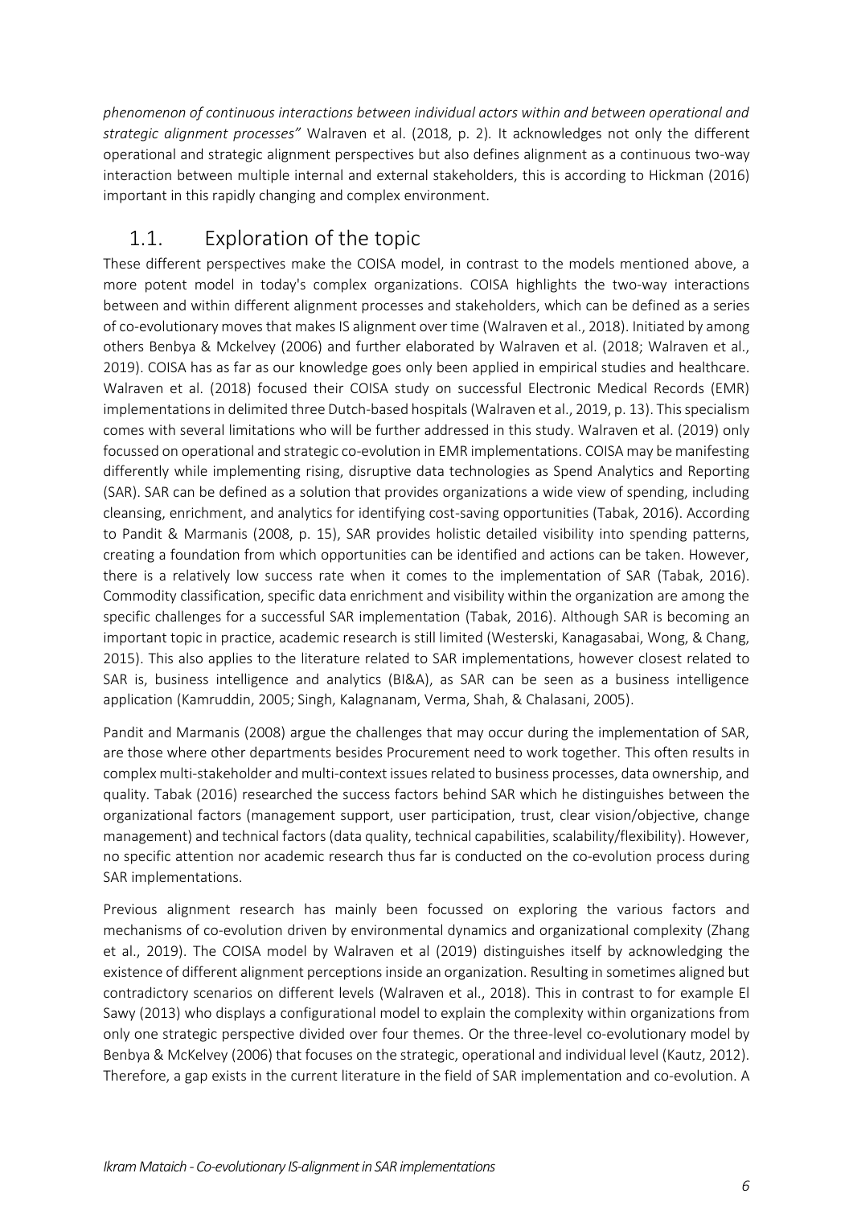*phenomenon of continuous interactions between individual actors within and between operational and strategic alignment processes"* Walraven et al. (2018, p. 2). It acknowledges not only the different operational and strategic alignment perspectives but also defines alignment as a continuous two-way interaction between multiple internal and external stakeholders, this is according to Hickman (2016) important in this rapidly changing and complex environment.

## 1.1. Exploration of the topic

These different perspectives make the COISA model, in contrast to the models mentioned above, a more potent model in today's complex organizations. COISA highlights the two-way interactions between and within different alignment processes and stakeholders, which can be defined as a series of co-evolutionary moves that makes IS alignment over time (Walraven et al., 2018). Initiated by among others Benbya & Mckelvey (2006) and further elaborated by Walraven et al. (2018; Walraven et al., 2019). COISA has as far as our knowledge goes only been applied in empirical studies and healthcare. Walraven et al. (2018) focused their COISA study on successful Electronic Medical Records (EMR) implementations in delimited three Dutch-based hospitals (Walraven et al., 2019, p. 13). This specialism comes with several limitations who will be further addressed in this study. Walraven et al. (2019) only focussed on operational and strategic co-evolution in EMR implementations. COISA may be manifesting differently while implementing rising, disruptive data technologies as Spend Analytics and Reporting (SAR). SAR can be defined as a solution that provides organizations a wide view of spending, including cleansing, enrichment, and analytics for identifying cost-saving opportunities (Tabak, 2016). According to Pandit & Marmanis (2008, p. 15), SAR provides holistic detailed visibility into spending patterns, creating a foundation from which opportunities can be identified and actions can be taken. However, there is a relatively low success rate when it comes to the implementation of SAR (Tabak, 2016). Commodity classification, specific data enrichment and visibility within the organization are among the specific challenges for a successful SAR implementation (Tabak, 2016). Although SAR is becoming an important topic in practice, academic research is still limited (Westerski, Kanagasabai, Wong, & Chang, 2015). This also applies to the literature related to SAR implementations, however closest related to SAR is, business intelligence and analytics (BI&A), as SAR can be seen as a business intelligence application (Kamruddin, 2005; Singh, Kalagnanam, Verma, Shah, & Chalasani, 2005).

Pandit and Marmanis (2008) argue the challenges that may occur during the implementation of SAR, are those where other departments besides Procurement need to work together. This often results in complex multi-stakeholder and multi-context issues related to business processes, data ownership, and quality. Tabak (2016) researched the success factors behind SAR which he distinguishes between the organizational factors (management support, user participation, trust, clear vision/objective, change management) and technical factors (data quality, technical capabilities, scalability/flexibility). However, no specific attention nor academic research thus far is conducted on the co-evolution process during SAR implementations.

Previous alignment research has mainly been focussed on exploring the various factors and mechanisms of co-evolution driven by environmental dynamics and organizational complexity (Zhang et al., 2019). The COISA model by Walraven et al (2019) distinguishes itself by acknowledging the existence of different alignment perceptions inside an organization. Resulting in sometimes aligned but contradictory scenarios on different levels (Walraven et al., 2018). This in contrast to for example El Sawy (2013) who displays a configurational model to explain the complexity within organizations from only one strategic perspective divided over four themes. Or the three-level co-evolutionary model by Benbya & McKelvey (2006) that focuses on the strategic, operational and individual level (Kautz, 2012). Therefore, a gap exists in the current literature in the field of SAR implementation and co-evolution. A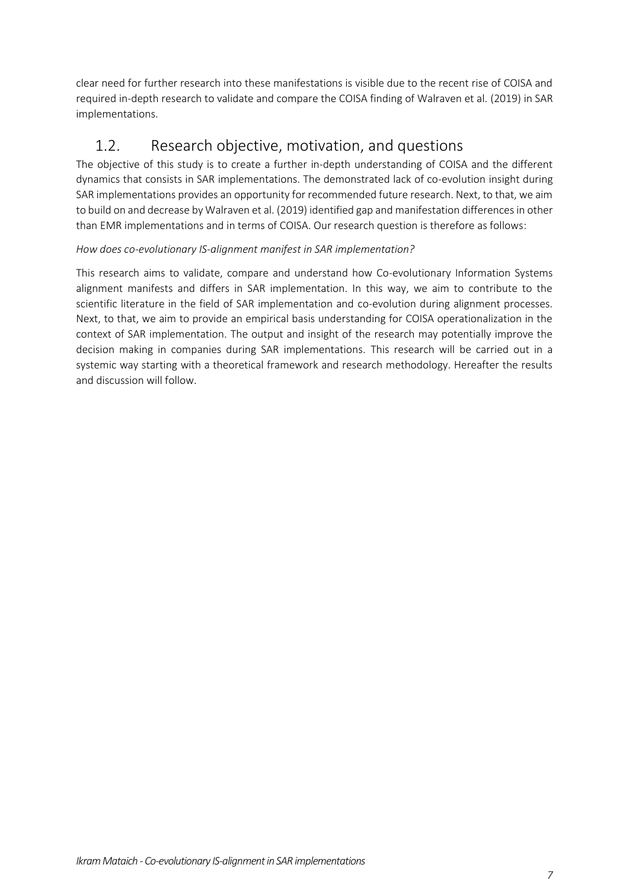clear need for further research into these manifestations is visible due to the recent rise of COISA and required in-depth research to validate and compare the COISA finding of Walraven et al. (2019) in SAR implementations.

## 1.2. Research objective, motivation, and questions

The objective of this study is to create a further in-depth understanding of COISA and the different dynamics that consists in SAR implementations. The demonstrated lack of co-evolution insight during SAR implementations provides an opportunity for recommended future research. Next, to that, we aim to build on and decrease by Walraven et al. (2019) identified gap and manifestation differences in other than EMR implementations and in terms of COISA. Our research question is therefore as follows:

*How does co-evolutionary IS-alignment manifest in SAR implementation?*

This research aims to validate, compare and understand how Co-evolutionary Information Systems alignment manifests and differs in SAR implementation. In this way, we aim to contribute to the scientific literature in the field of SAR implementation and co-evolution during alignment processes. Next, to that, we aim to provide an empirical basis understanding for COISA operationalization in the context of SAR implementation. The output and insight of the research may potentially improve the decision making in companies during SAR implementations. This research will be carried out in a systemic way starting with a theoretical framework and research methodology. Hereafter the results and discussion will follow.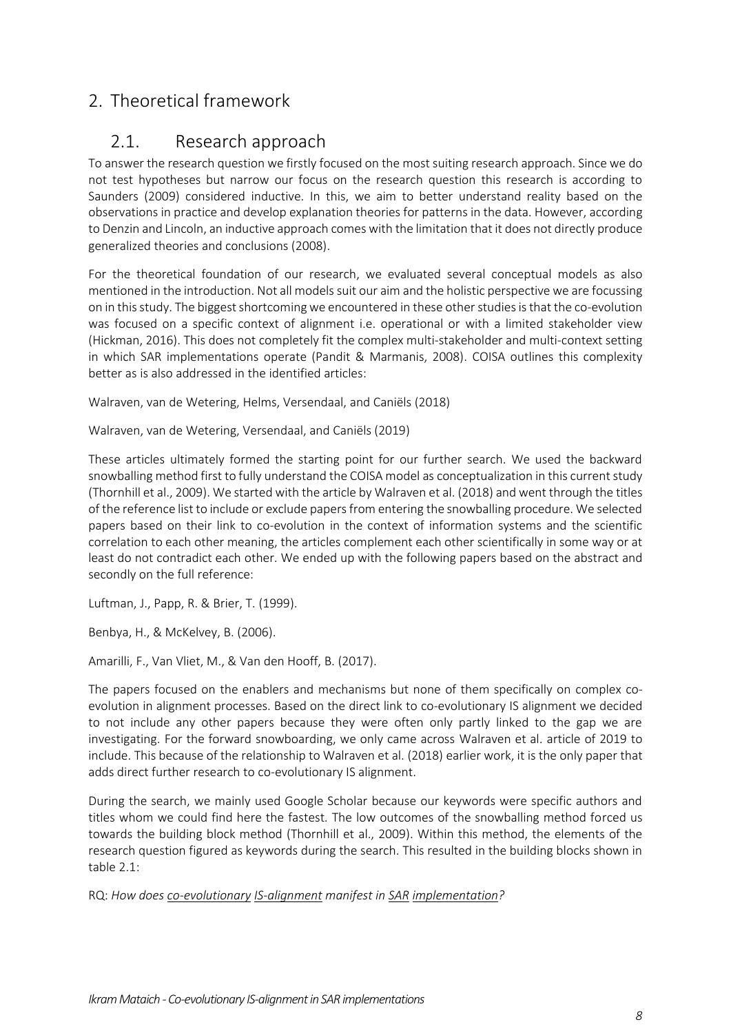# 2. Theoretical framework

## 2.1. Research approach

To answer the research question we firstly focused on the most suiting research approach. Since we do not test hypotheses but narrow our focus on the research question this research is according to Saunders (2009) considered inductive. In this, we aim to better understand reality based on the observations in practice and develop explanation theories for patterns in the data. However, according to Denzin and Lincoln, an inductive approach comes with the limitation that it does not directly produce generalized theories and conclusions (2008).

For the theoretical foundation of our research, we evaluated several conceptual models as also mentioned in the introduction. Not all models suit our aim and the holistic perspective we are focussing on in this study. The biggest shortcoming we encountered in these other studies is that the co-evolution was focused on a specific context of alignment i.e. operational or with a limited stakeholder view (Hickman, 2016). This does not completely fit the complex multi-stakeholder and multi-context setting in which SAR implementations operate (Pandit & Marmanis, 2008). COISA outlines this complexity better as is also addressed in the identified articles:

Walraven, van de Wetering, Helms, Versendaal, and Caniëls (2018)

Walraven, van de Wetering, Versendaal, and Caniëls (2019)

These articles ultimately formed the starting point for our further search. We used the backward snowballing method first to fully understand the COISA model as conceptualization in this current study (Thornhill et al., 2009). We started with the article by Walraven et al. (2018) and went through the titles of the reference list to include or exclude papers from entering the snowballing procedure. We selected papers based on their link to co-evolution in the context of information systems and the scientific correlation to each other meaning, the articles complement each other scientifically in some way or at least do not contradict each other. We ended up with the following papers based on the abstract and secondly on the full reference:

Luftman, J., Papp, R. & Brier, T. (1999).

Benbya, H., & McKelvey, B. (2006).

Amarilli, F., Van Vliet, M., & Van den Hooff, B. (2017).

The papers focused on the enablers and mechanisms but none of them specifically on complex co-evolution in alignment processes. Based on the direct link to co-evolutionary IS alignment we decided to not include any other papers because they were often only partly linked to the gap we are investigating. For the forward snowboarding, we only came across Walraven et al. article of 2019 to include. This because of the relationship to Walraven et al. (2018) earlier work, it is the only paper that adds direct further research to co-evolutionary IS alignment.

During the search, we mainly used Google Scholar because our keywords were specific authors and titles whom we could find here the fastest. The low outcomes of the snowballing method forced us towards the building block method (Thornhill et al., 2009). Within this method, the elements of the research question figured as keywords during the search. This resulted in the building blocks shown in table 2.1:

RQ: *How does <u>co-evolutionary</u> <u>IS-alignment</u> manifest in <u>SAR</u> <u>implementation</u>?*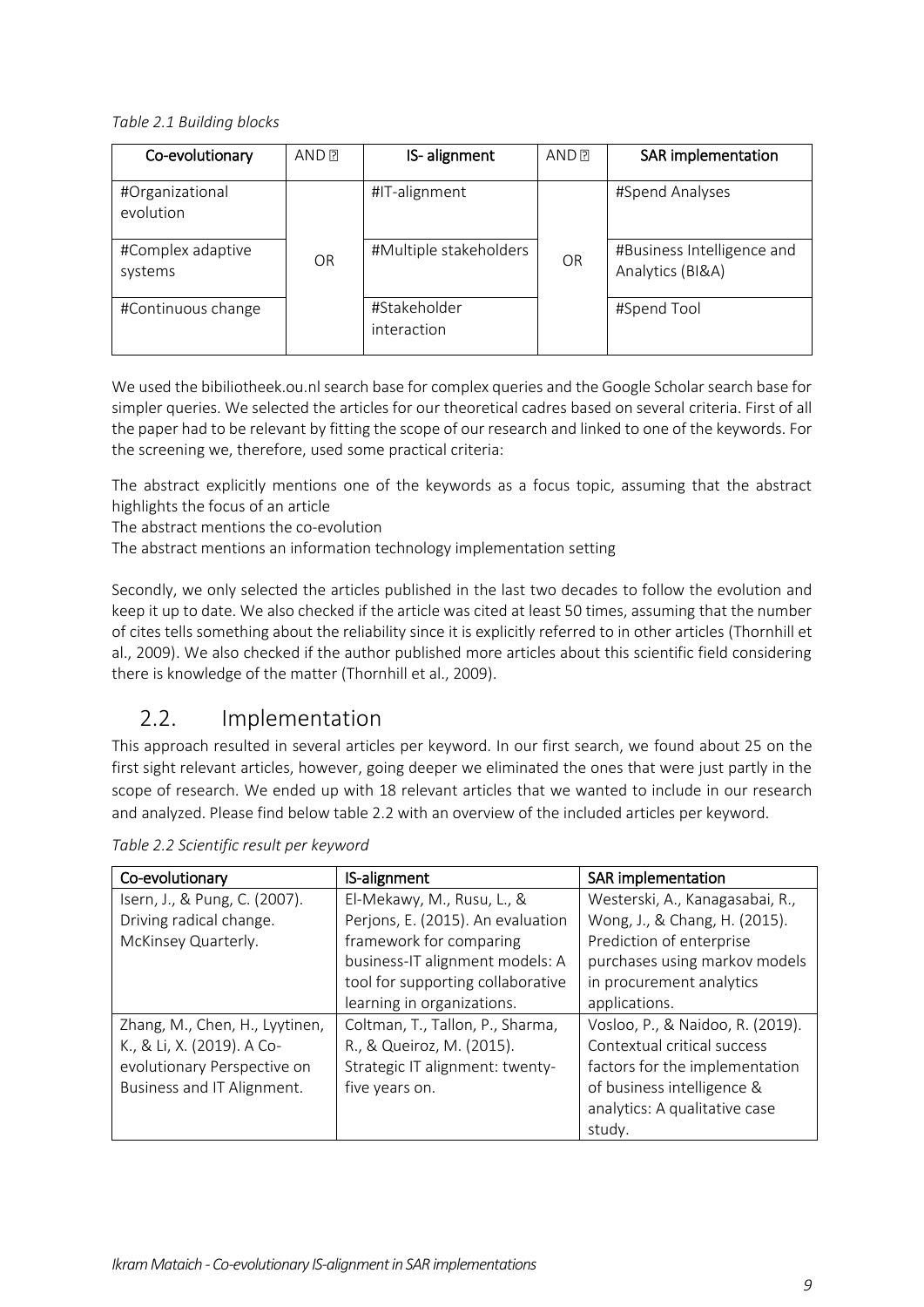*Table 2.1 Building blocks*

| Co-evolutionary | AND | IS- alignment | AND | SAR implementation |
|---|---|---|---|---|
| #Organizational evolution | OR | #IT-alignment | OR | #Spend Analyses |
| #Complex adaptive systems | | #Multiple stakeholders | | #Business Intelligence and Analytics (BI&A) |
| #Continuous change | | #Stakeholder interaction | | #Spend Tool |

We used the bibiliotheek.ou.nl search base for complex queries and the Google Scholar search base for simpler queries. We selected the articles for our theoretical cadres based on several criteria. First of all the paper had to be relevant by fitting the scope of our research and linked to one of the keywords. For the screening we, therefore, used some practical criteria:

The abstract explicitly mentions one of the keywords as a focus topic, assuming that the abstract highlights the focus of an article
The abstract mentions the co-evolution
The abstract mentions an information technology implementation setting

Secondly, we only selected the articles published in the last two decades to follow the evolution and keep it up to date. We also checked if the article was cited at least 50 times, assuming that the number of cites tells something about the reliability since it is explicitly referred to in other articles (Thornhill et al., 2009). We also checked if the author published more articles about this scientific field considering there is knowledge of the matter (Thornhill et al., 2009).

## 2.2. Implementation

This approach resulted in several articles per keyword. In our first search, we found about 25 on the first sight relevant articles, however, going deeper we eliminated the ones that were just partly in the scope of research. We ended up with 18 relevant articles that we wanted to include in our research and analyzed. Please find below table 2.2 with an overview of the included articles per keyword.

*Table 2.2 Scientific result per keyword*

| Co-evolutionary | IS-alignment | SAR implementation |
|---|---|---|
| Isern, J., & Pung, C. (2007). Driving radical change. McKinsey Quarterly. | El-Mekawy, M., Rusu, L., & Perjons, E. (2015). An evaluation framework for comparing business-IT alignment models: A tool for supporting collaborative learning in organizations. | Westerski, A., Kanagasabai, R., Wong, J., & Chang, H. (2015). Prediction of enterprise purchases using markov models in procurement analytics applications. |
| Zhang, M., Chen, H., Lyytinen, K., & Li, X. (2019). A Co-evolutionary Perspective on Business and IT Alignment. | Coltman, T., Tallon, P., Sharma, R., & Queiroz, M. (2015). Strategic IT alignment: twenty-five years on. | Vosloo, P., & Naidoo, R. (2019). Contextual critical success factors for the implementation of business intelligence & analytics: A qualitative case study. |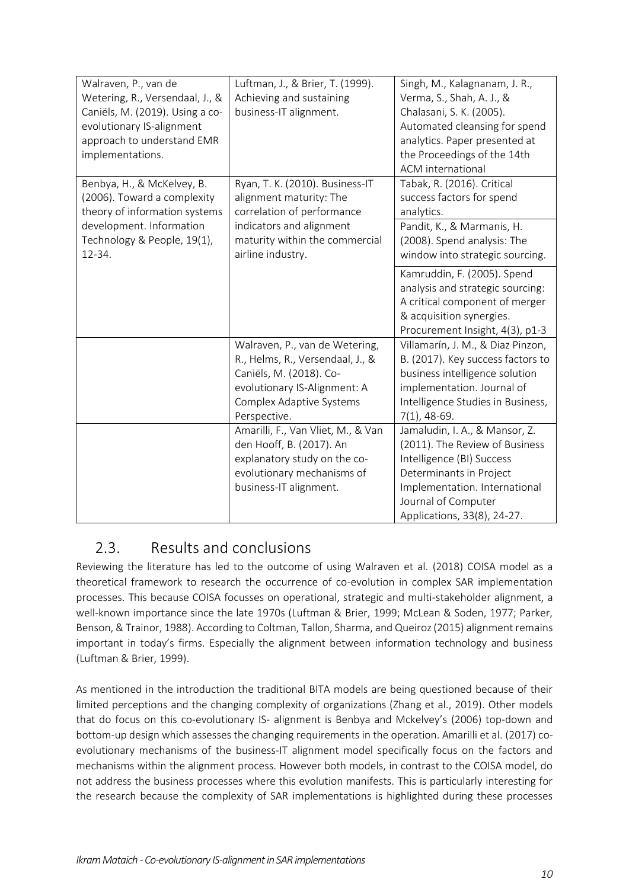| | | |
|---|---|---|
| Walraven, P., van de Wetering, R., Versendaal, J., & Caniëls, M. (2019). Using a co-evolutionary IS-alignment approach to understand EMR implementations. | Luftman, J., & Brier, T. (1999). Achieving and sustaining business-IT alignment. | Singh, M., Kalagnanam, J. R., Verma, S., Shah, A. J., & Chalasani, S. K. (2005). Automated cleansing for spend analytics. Paper presented at the Proceedings of the 14th ACM international |
| Benbya, H., & McKelvey, B. (2006). Toward a complexity theory of information systems development. Information Technology & People, 19(1), 12-34. | Ryan, T. K. (2010). Business-IT alignment maturity: The correlation of performance indicators and alignment maturity within the commercial airline industry. | Tabak, R. (2016). Critical success factors for spend analytics. |
| | | Pandit, K., & Marmanis, H. (2008). Spend analysis: The window into strategic sourcing. |
| | | Kamruddin, F. (2005). Spend analysis and strategic sourcing: A critical component of merger & acquisition synergies. Procurement Insight, 4(3), p1-3 |
| | Walraven, P., van de Wetering, R., Helms, R., Versendaal, J., & Caniëls, M. (2018). Co-evolutionary IS-Alignment: A Complex Adaptive Systems Perspective. | Villamarín, J. M., & Diaz Pinzon, B. (2017). Key success factors to business intelligence solution implementation. Journal of Intelligence Studies in Business, 7(1), 48-69. |
| | Amarilli, F., Van Vliet, M., & Van den Hooff, B. (2017). An explanatory study on the co-evolutionary mechanisms of business-IT alignment. | Jamaludin, I. A., & Mansor, Z. (2011). The Review of Business Intelligence (BI) Success Determinants in Project Implementation. International Journal of Computer Applications, 33(8), 24-27. |

## 2.3. Results and conclusions

Reviewing the literature has led to the outcome of using Walraven et al. (2018) COISA model as a theoretical framework to research the occurrence of co-evolution in complex SAR implementation processes. This because COISA focusses on operational, strategic and multi-stakeholder alignment, a well-known importance since the late 1970s (Luftman & Brier, 1999; McLean & Soden, 1977; Parker, Benson, & Trainor, 1988). According to Coltman, Tallon, Sharma, and Queiroz (2015) alignment remains important in today's firms. Especially the alignment between information technology and business (Luftman & Brier, 1999).

As mentioned in the introduction the traditional BITA models are being questioned because of their limited perceptions and the changing complexity of organizations (Zhang et al., 2019). Other models that do focus on this co-evolutionary IS- alignment is Benbya and Mckelvey's (2006) top-down and bottom-up design which assesses the changing requirements in the operation. Amarilli et al. (2017) co-evolutionary mechanisms of the business-IT alignment model specifically focus on the factors and mechanisms within the alignment process. However both models, in contrast to the COISA model, do not address the business processes where this evolution manifests. This is particularly interesting for the research because the complexity of SAR implementations is highlighted during these processes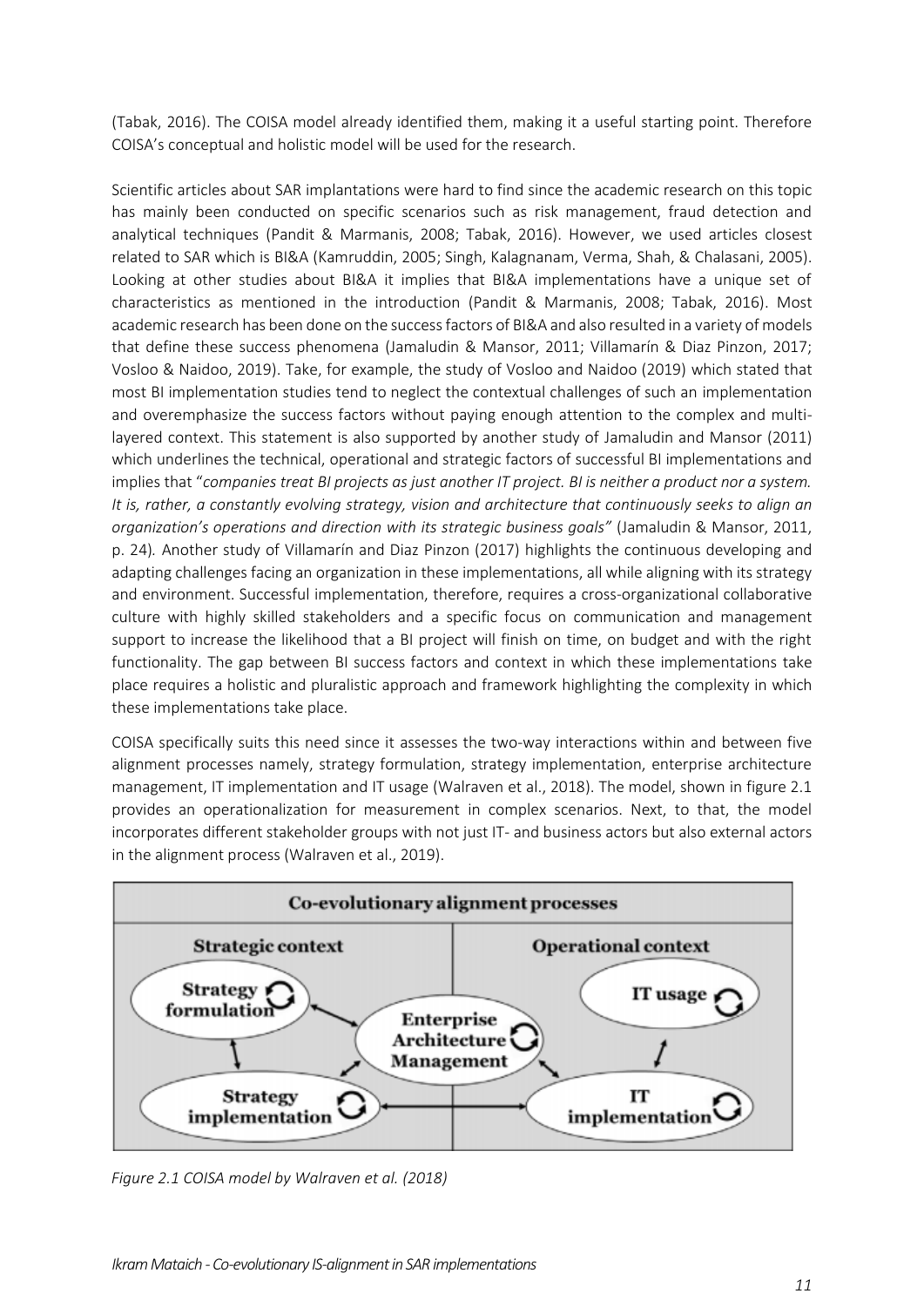(Tabak, 2016). The COISA model already identified them, making it a useful starting point. Therefore COISA's conceptual and holistic model will be used for the research.

Scientific articles about SAR implantations were hard to find since the academic research on this topic has mainly been conducted on specific scenarios such as risk management, fraud detection and analytical techniques (Pandit & Marmanis, 2008; Tabak, 2016). However, we used articles closest related to SAR which is BI&A (Kamruddin, 2005; Singh, Kalagnanam, Verma, Shah, & Chalasani, 2005). Looking at other studies about BI&A it implies that BI&A implementations have a unique set of characteristics as mentioned in the introduction (Pandit & Marmanis, 2008; Tabak, 2016). Most academic research has been done on the success factors of BI&A and also resulted in a variety of models that define these success phenomena (Jamaludin & Mansor, 2011; Villamarín & Diaz Pinzon, 2017; Vosloo & Naidoo, 2019). Take, for example, the study of Vosloo and Naidoo (2019) which stated that most BI implementation studies tend to neglect the contextual challenges of such an implementation and overemphasize the success factors without paying enough attention to the complex and multi-layered context. This statement is also supported by another study of Jamaludin and Mansor (2011) which underlines the technical, operational and strategic factors of successful BI implementations and implies that "*companies treat BI projects as just another IT project. BI is neither a product nor a system. It is, rather, a constantly evolving strategy, vision and architecture that continuously seeks to align an organization's operations and direction with its strategic business goals"* (Jamaludin & Mansor, 2011, p. 24). Another study of Villamarín and Diaz Pinzon (2017) highlights the continuous developing and adapting challenges facing an organization in these implementations, all while aligning with its strategy and environment. Successful implementation, therefore, requires a cross-organizational collaborative culture with highly skilled stakeholders and a specific focus on communication and management support to increase the likelihood that a BI project will finish on time, on budget and with the right functionality. The gap between BI success factors and context in which these implementations take place requires a holistic and pluralistic approach and framework highlighting the complexity in which these implementations take place.

COISA specifically suits this need since it assesses the two-way interactions within and between five alignment processes namely, strategy formulation, strategy implementation, enterprise architecture management, IT implementation and IT usage (Walraven et al., 2018). The model, shown in figure 2.1 provides an operationalization for measurement in complex scenarios. Next, to that, the model incorporates different stakeholder groups with not just IT- and business actors but also external actors in the alignment process (Walraven et al., 2019).

*Figure 2.1 COISA model by Walraven et al. (2018)*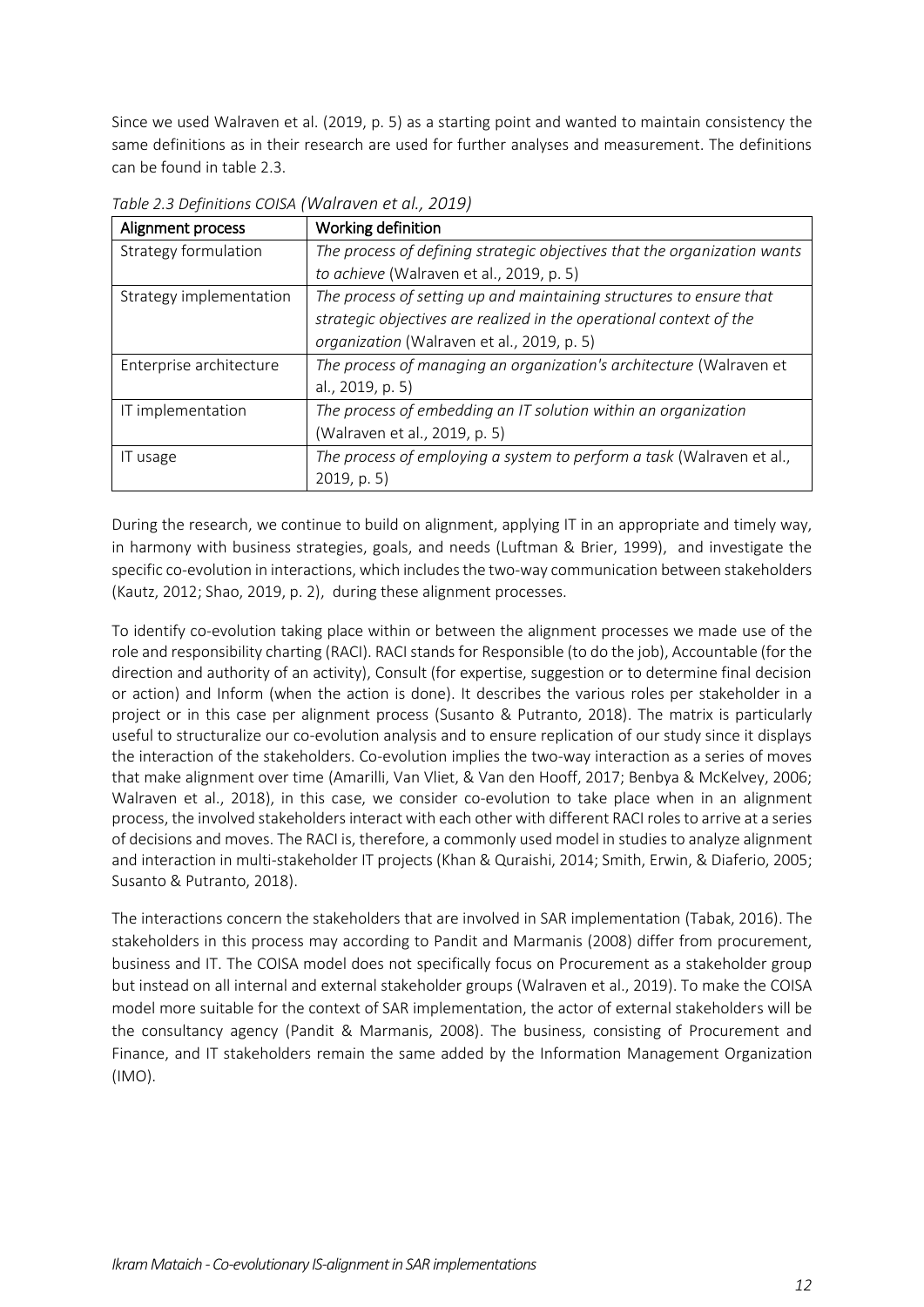Since we used Walraven et al. (2019, p. 5) as a starting point and wanted to maintain consistency the same definitions as in their research are used for further analyses and measurement. The definitions can be found in table 2.3.

*Table 2.3 Definitions COISA (Walraven et al., 2019)*

| Alignment process | Working definition |
|---|---|
| Strategy formulation | *The process of defining strategic objectives that the organization wants to achieve* (Walraven et al., 2019, p. 5) |
| Strategy implementation | *The process of setting up and maintaining structures to ensure that strategic objectives are realized in the operational context of the organization* (Walraven et al., 2019, p. 5) |
| Enterprise architecture | *The process of managing an organization's architecture* (Walraven et al., 2019, p. 5) |
| IT implementation | *The process of embedding an IT solution within an organization* (Walraven et al., 2019, p. 5) |
| IT usage | *The process of employing a system to perform a task* (Walraven et al., 2019, p. 5) |

During the research, we continue to build on alignment, applying IT in an appropriate and timely way, in harmony with business strategies, goals, and needs (Luftman & Brier, 1999), and investigate the specific co-evolution in interactions, which includes the two-way communication between stakeholders (Kautz, 2012; Shao, 2019, p. 2), during these alignment processes.

To identify co-evolution taking place within or between the alignment processes we made use of the role and responsibility charting (RACI). RACI stands for Responsible (to do the job), Accountable (for the direction and authority of an activity), Consult (for expertise, suggestion or to determine final decision or action) and Inform (when the action is done). It describes the various roles per stakeholder in a project or in this case per alignment process (Susanto & Putranto, 2018). The matrix is particularly useful to structuralize our co-evolution analysis and to ensure replication of our study since it displays the interaction of the stakeholders. Co-evolution implies the two-way interaction as a series of moves that make alignment over time (Amarilli, Van Vliet, & Van den Hooff, 2017; Benbya & McKelvey, 2006; Walraven et al., 2018), in this case, we consider co-evolution to take place when in an alignment process, the involved stakeholders interact with each other with different RACI roles to arrive at a series of decisions and moves. The RACI is, therefore, a commonly used model in studies to analyze alignment and interaction in multi-stakeholder IT projects (Khan & Quraishi, 2014; Smith, Erwin, & Diaferio, 2005; Susanto & Putranto, 2018).

The interactions concern the stakeholders that are involved in SAR implementation (Tabak, 2016). The stakeholders in this process may according to Pandit and Marmanis (2008) differ from procurement, business and IT. The COISA model does not specifically focus on Procurement as a stakeholder group but instead on all internal and external stakeholder groups (Walraven et al., 2019). To make the COISA model more suitable for the context of SAR implementation, the actor of external stakeholders will be the consultancy agency (Pandit & Marmanis, 2008). The business, consisting of Procurement and Finance, and IT stakeholders remain the same added by the Information Management Organization (IMO).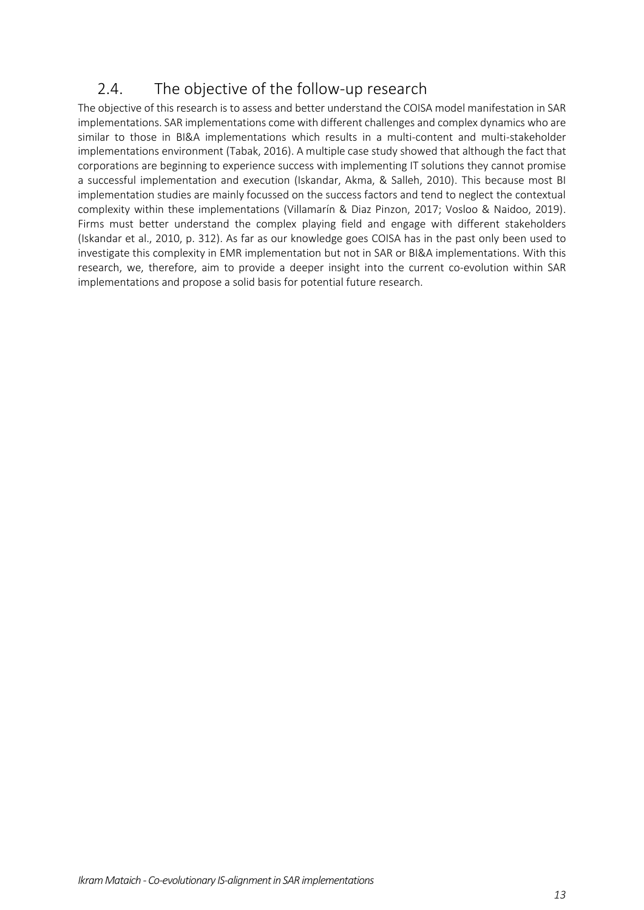## 2.4. The objective of the follow-up research

The objective of this research is to assess and better understand the COISA model manifestation in SAR implementations. SAR implementations come with different challenges and complex dynamics who are similar to those in BI&A implementations which results in a multi-content and multi-stakeholder implementations environment (Tabak, 2016). A multiple case study showed that although the fact that corporations are beginning to experience success with implementing IT solutions they cannot promise a successful implementation and execution (Iskandar, Akma, & Salleh, 2010). This because most BI implementation studies are mainly focussed on the success factors and tend to neglect the contextual complexity within these implementations (Villamarín & Diaz Pinzon, 2017; Vosloo & Naidoo, 2019). Firms must better understand the complex playing field and engage with different stakeholders (Iskandar et al., 2010, p. 312). As far as our knowledge goes COISA has in the past only been used to investigate this complexity in EMR implementation but not in SAR or BI&A implementations. With this research, we, therefore, aim to provide a deeper insight into the current co-evolution within SAR implementations and propose a solid basis for potential future research.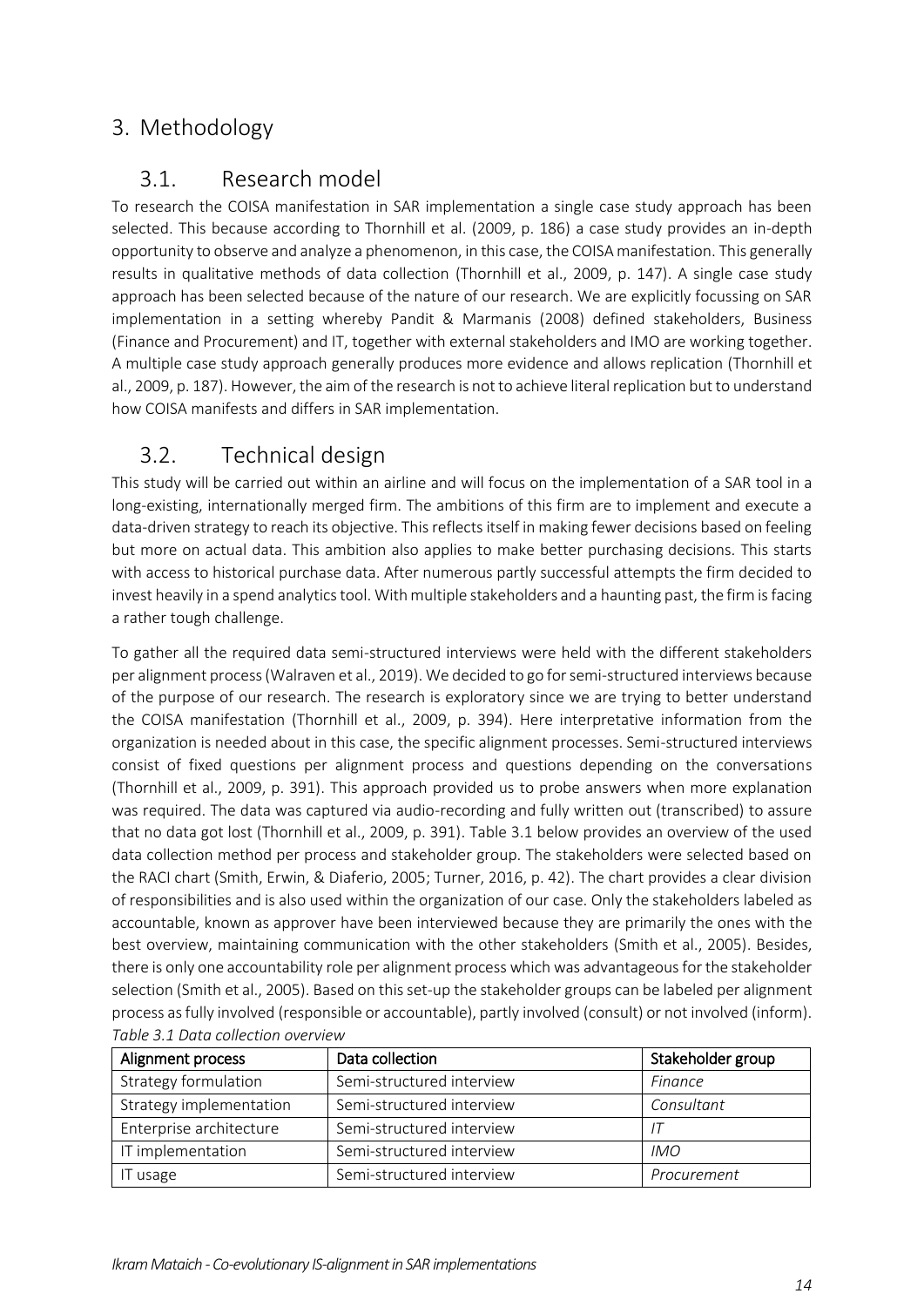# 3. Methodology

## 3.1. Research model

To research the COISA manifestation in SAR implementation a single case study approach has been selected. This because according to Thornhill et al. (2009, p. 186) a case study provides an in-depth opportunity to observe and analyze a phenomenon, in this case, the COISA manifestation. This generally results in qualitative methods of data collection (Thornhill et al., 2009, p. 147). A single case study approach has been selected because of the nature of our research. We are explicitly focussing on SAR implementation in a setting whereby Pandit & Marmanis (2008) defined stakeholders, Business (Finance and Procurement) and IT, together with external stakeholders and IMO are working together. A multiple case study approach generally produces more evidence and allows replication (Thornhill et al., 2009, p. 187). However, the aim of the research is not to achieve literal replication but to understand how COISA manifests and differs in SAR implementation.

## 3.2. Technical design

This study will be carried out within an airline and will focus on the implementation of a SAR tool in a long-existing, internationally merged firm. The ambitions of this firm are to implement and execute a data-driven strategy to reach its objective. This reflects itself in making fewer decisions based on feeling but more on actual data. This ambition also applies to make better purchasing decisions. This starts with access to historical purchase data. After numerous partly successful attempts the firm decided to invest heavily in a spend analytics tool. With multiple stakeholders and a haunting past, the firm is facing a rather tough challenge.

To gather all the required data semi-structured interviews were held with the different stakeholders per alignment process (Walraven et al., 2019). We decided to go for semi-structured interviews because of the purpose of our research. The research is exploratory since we are trying to better understand the COISA manifestation (Thornhill et al., 2009, p. 394). Here interpretative information from the organization is needed about in this case, the specific alignment processes. Semi-structured interviews consist of fixed questions per alignment process and questions depending on the conversations (Thornhill et al., 2009, p. 391). This approach provided us to probe answers when more explanation was required. The data was captured via audio-recording and fully written out (transcribed) to assure that no data got lost (Thornhill et al., 2009, p. 391). Table 3.1 below provides an overview of the used data collection method per process and stakeholder group. The stakeholders were selected based on the RACI chart (Smith, Erwin, & Diaferio, 2005; Turner, 2016, p. 42). The chart provides a clear division of responsibilities and is also used within the organization of our case. Only the stakeholders labeled as accountable, known as approver have been interviewed because they are primarily the ones with the best overview, maintaining communication with the other stakeholders (Smith et al., 2005). Besides, there is only one accountability role per alignment process which was advantageous for the stakeholder selection (Smith et al., 2005). Based on this set-up the stakeholder groups can be labeled per alignment process as fully involved (responsible or accountable), partly involved (consult) or not involved (inform).

*Table 3.1 Data collection overview*

| Alignment process | Data collection | Stakeholder group |
|---|---|---|
| Strategy formulation | Semi-structured interview | *Finance* |
| Strategy implementation | Semi-structured interview | *Consultant* |
| Enterprise architecture | Semi-structured interview | *IT* |
| IT implementation | Semi-structured interview | *IMO* |
| IT usage | Semi-structured interview | *Procurement* |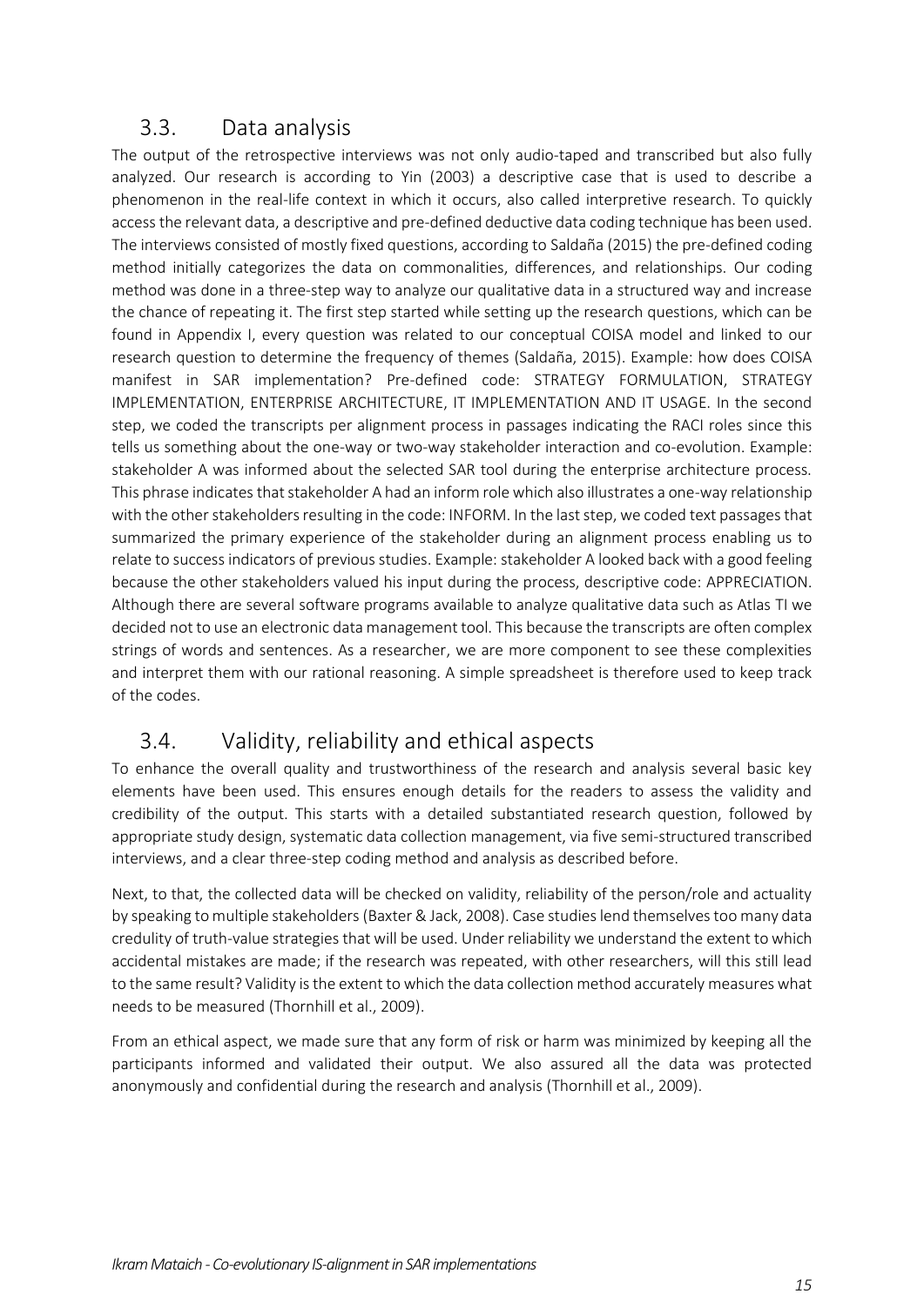## 3.3. Data analysis

The output of the retrospective interviews was not only audio-taped and transcribed but also fully analyzed. Our research is according to Yin (2003) a descriptive case that is used to describe a phenomenon in the real-life context in which it occurs, also called interpretive research. To quickly access the relevant data, a descriptive and pre-defined deductive data coding technique has been used. The interviews consisted of mostly fixed questions, according to Saldaña (2015) the pre-defined coding method initially categorizes the data on commonalities, differences, and relationships. Our coding method was done in a three-step way to analyze our qualitative data in a structured way and increase the chance of repeating it. The first step started while setting up the research questions, which can be found in Appendix I, every question was related to our conceptual COISA model and linked to our research question to determine the frequency of themes (Saldaña, 2015). Example: how does COISA manifest in SAR implementation? Pre-defined code: STRATEGY FORMULATION, STRATEGY IMPLEMENTATION, ENTERPRISE ARCHITECTURE, IT IMPLEMENTATION AND IT USAGE. In the second step, we coded the transcripts per alignment process in passages indicating the RACI roles since this tells us something about the one-way or two-way stakeholder interaction and co-evolution. Example: stakeholder A was informed about the selected SAR tool during the enterprise architecture process. This phrase indicates that stakeholder A had an inform role which also illustrates a one-way relationship with the other stakeholders resulting in the code: INFORM. In the last step, we coded text passages that summarized the primary experience of the stakeholder during an alignment process enabling us to relate to success indicators of previous studies. Example: stakeholder A looked back with a good feeling because the other stakeholders valued his input during the process, descriptive code: APPRECIATION. Although there are several software programs available to analyze qualitative data such as Atlas TI we decided not to use an electronic data management tool. This because the transcripts are often complex strings of words and sentences. As a researcher, we are more component to see these complexities and interpret them with our rational reasoning. A simple spreadsheet is therefore used to keep track of the codes.

## 3.4. Validity, reliability and ethical aspects

To enhance the overall quality and trustworthiness of the research and analysis several basic key elements have been used. This ensures enough details for the readers to assess the validity and credibility of the output. This starts with a detailed substantiated research question, followed by appropriate study design, systematic data collection management, via five semi-structured transcribed interviews, and a clear three-step coding method and analysis as described before.

Next, to that, the collected data will be checked on validity, reliability of the person/role and actuality by speaking to multiple stakeholders (Baxter & Jack, 2008). Case studies lend themselves too many data credulity of truth-value strategies that will be used. Under reliability we understand the extent to which accidental mistakes are made; if the research was repeated, with other researchers, will this still lead to the same result? Validity is the extent to which the data collection method accurately measures what needs to be measured (Thornhill et al., 2009).

From an ethical aspect, we made sure that any form of risk or harm was minimized by keeping all the participants informed and validated their output. We also assured all the data was protected anonymously and confidential during the research and analysis (Thornhill et al., 2009).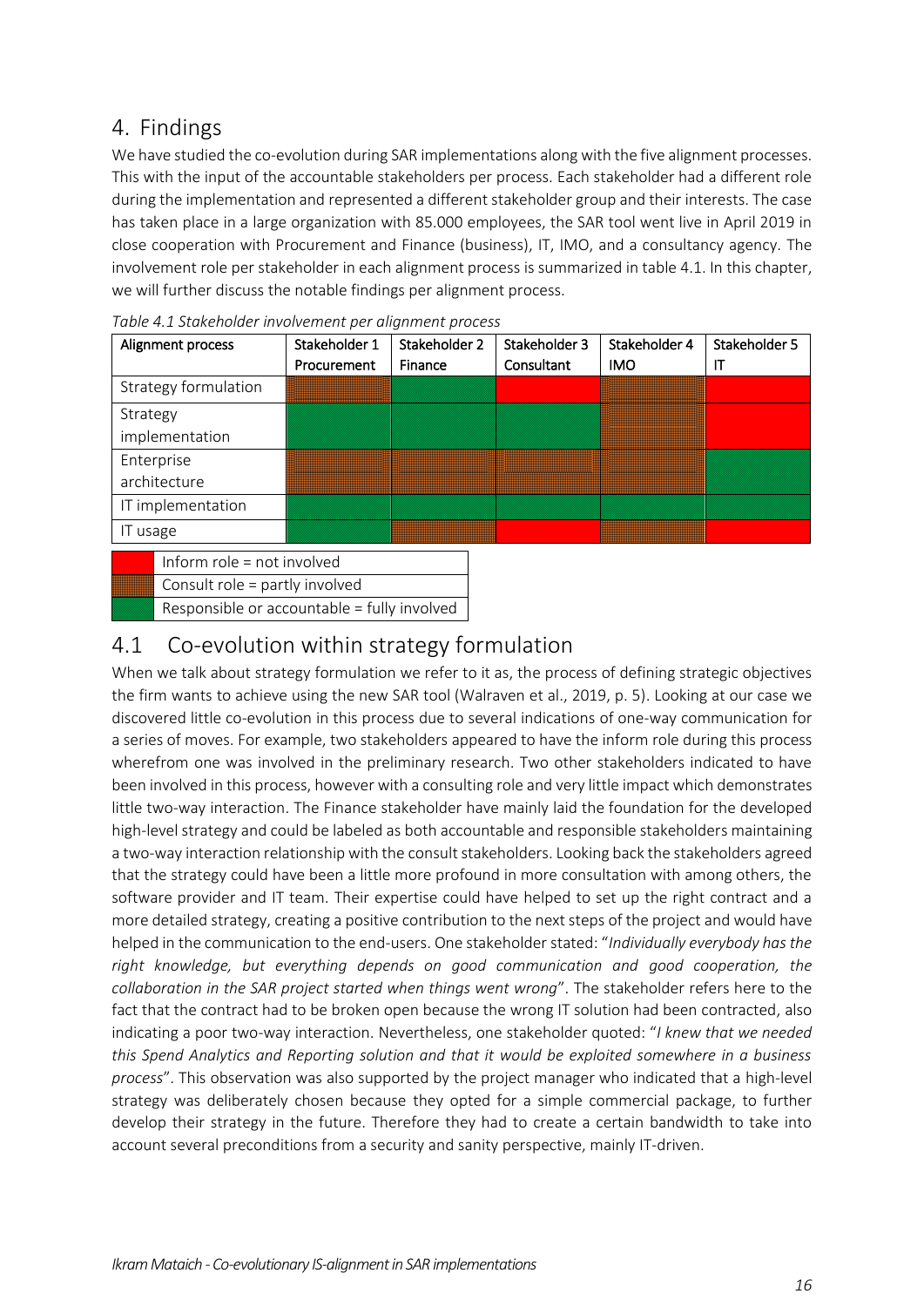# 4. Findings

We have studied the co-evolution during SAR implementations along with the five alignment processes. This with the input of the accountable stakeholders per process. Each stakeholder had a different role during the implementation and represented a different stakeholder group and their interests. The case has taken place in a large organization with 85.000 employees, the SAR tool went live in April 2019 in close cooperation with Procurement and Finance (business), IT, IMO, and a consultancy agency. The involvement role per stakeholder in each alignment process is summarized in table 4.1. In this chapter, we will further discuss the notable findings per alignment process.

*Table 4.1 Stakeholder involvement per alignment process*

| Alignment process | Stakeholder 1 Procurement | Stakeholder 2 Finance | Stakeholder 3 Consultant | Stakeholder 4 IMO | Stakeholder 5 IT |
|---|---|---|---|---|---|
| Strategy formulation | Consult | Responsible or accountable | Inform | Consult | Inform |
| Strategy implementation | Responsible or accountable | Responsible or accountable | Responsible or accountable | Consult | Inform |
| Enterprise architecture | Consult | Consult | Consult | Consult | Responsible or accountable |
| IT implementation | Responsible or accountable | Responsible or accountable | Responsible or accountable | Responsible or accountable | Responsible or accountable |
| IT usage | Responsible or accountable | Consult | Inform | Consult | Inform |

| Legend (colour) | Meaning |
|---|---|
| Red | Inform role = not involved |
| Hatched | Consult role = partly involved |
| Green | Responsible or accountable = fully involved |

## 4.1 Co-evolution within strategy formulation

When we talk about strategy formulation we refer to it as, the process of defining strategic objectives the firm wants to achieve using the new SAR tool (Walraven et al., 2019, p. 5). Looking at our case we discovered little co-evolution in this process due to several indications of one-way communication for a series of moves. For example, two stakeholders appeared to have the inform role during this process wherefrom one was involved in the preliminary research. Two other stakeholders indicated to have been involved in this process, however with a consulting role and very little impact which demonstrates little two-way interaction. The Finance stakeholder have mainly laid the foundation for the developed high-level strategy and could be labeled as both accountable and responsible stakeholders maintaining a two-way interaction relationship with the consult stakeholders. Looking back the stakeholders agreed that the strategy could have been a little more profound in more consultation with among others, the software provider and IT team. Their expertise could have helped to set up the right contract and a more detailed strategy, creating a positive contribution to the next steps of the project and would have helped in the communication to the end-users. One stakeholder stated: "*Individually everybody has the right knowledge, but everything depends on good communication and good cooperation, the collaboration in the SAR project started when things went wrong*". The stakeholder refers here to the fact that the contract had to be broken open because the wrong IT solution had been contracted, also indicating a poor two-way interaction. Nevertheless, one stakeholder quoted: "*I knew that we needed this Spend Analytics and Reporting solution and that it would be exploited somewhere in a business process*". This observation was also supported by the project manager who indicated that a high-level strategy was deliberately chosen because they opted for a simple commercial package, to further develop their strategy in the future. Therefore they had to create a certain bandwidth to take into account several preconditions from a security and sanity perspective, mainly IT-driven.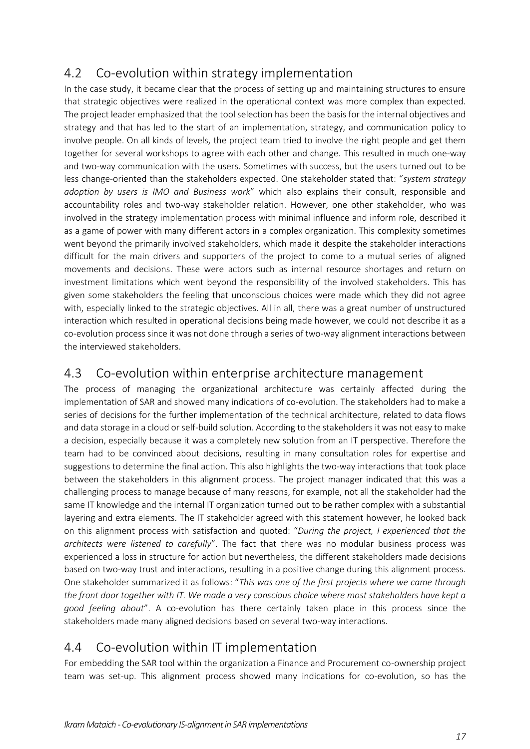## 4.2 Co-evolution within strategy implementation

In the case study, it became clear that the process of setting up and maintaining structures to ensure that strategic objectives were realized in the operational context was more complex than expected. The project leader emphasized that the tool selection has been the basis for the internal objectives and strategy and that has led to the start of an implementation, strategy, and communication policy to involve people. On all kinds of levels, the project team tried to involve the right people and get them together for several workshops to agree with each other and change. This resulted in much one-way and two-way communication with the users. Sometimes with success, but the users turned out to be less change-oriented than the stakeholders expected. One stakeholder stated that: "*system strategy adoption by users is IMO and Business work*" which also explains their consult, responsible and accountability roles and two-way stakeholder relation. However, one other stakeholder, who was involved in the strategy implementation process with minimal influence and inform role, described it as a game of power with many different actors in a complex organization. This complexity sometimes went beyond the primarily involved stakeholders, which made it despite the stakeholder interactions difficult for the main drivers and supporters of the project to come to a mutual series of aligned movements and decisions. These were actors such as internal resource shortages and return on investment limitations which went beyond the responsibility of the involved stakeholders. This has given some stakeholders the feeling that unconscious choices were made which they did not agree with, especially linked to the strategic objectives. All in all, there was a great number of unstructured interaction which resulted in operational decisions being made however, we could not describe it as a co-evolution process since it was not done through a series of two-way alignment interactions between the interviewed stakeholders.

## 4.3 Co-evolution within enterprise architecture management

The process of managing the organizational architecture was certainly affected during the implementation of SAR and showed many indications of co-evolution. The stakeholders had to make a series of decisions for the further implementation of the technical architecture, related to data flows and data storage in a cloud or self-build solution. According to the stakeholders it was not easy to make a decision, especially because it was a completely new solution from an IT perspective. Therefore the team had to be convinced about decisions, resulting in many consultation roles for expertise and suggestions to determine the final action. This also highlights the two-way interactions that took place between the stakeholders in this alignment process. The project manager indicated that this was a challenging process to manage because of many reasons, for example, not all the stakeholder had the same IT knowledge and the internal IT organization turned out to be rather complex with a substantial layering and extra elements. The IT stakeholder agreed with this statement however, he looked back on this alignment process with satisfaction and quoted: "*During the project, I experienced that the architects were listened to carefully*". The fact that there was no modular business process was experienced a loss in structure for action but nevertheless, the different stakeholders made decisions based on two-way trust and interactions, resulting in a positive change during this alignment process. One stakeholder summarized it as follows: "*This was one of the first projects where we came through the front door together with IT. We made a very conscious choice where most stakeholders have kept a good feeling about*". A co-evolution has there certainly taken place in this process since the stakeholders made many aligned decisions based on several two-way interactions.

## 4.4 Co-evolution within IT implementation

For embedding the SAR tool within the organization a Finance and Procurement co-ownership project team was set-up. This alignment process showed many indications for co-evolution, so has the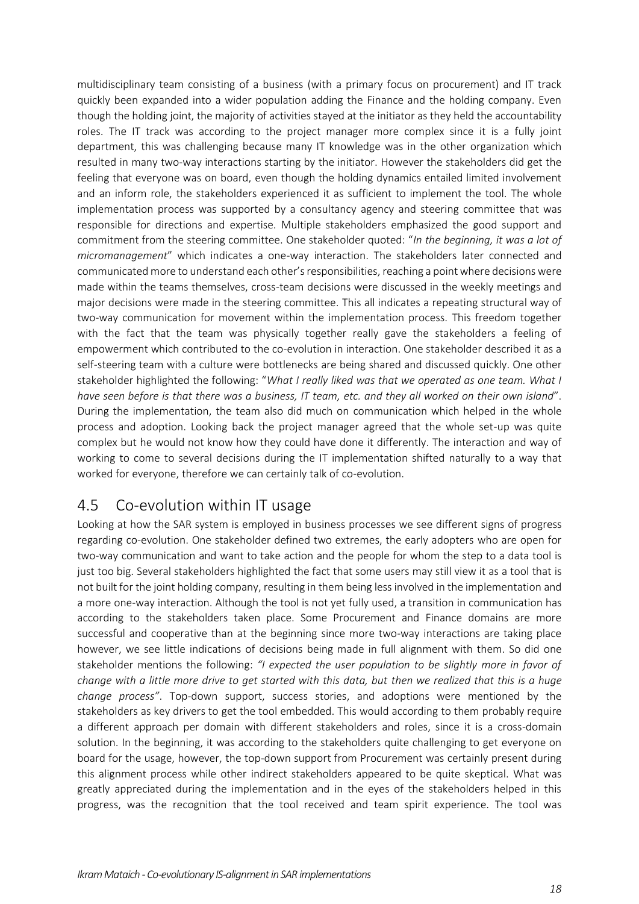multidisciplinary team consisting of a business (with a primary focus on procurement) and IT track quickly been expanded into a wider population adding the Finance and the holding company. Even though the holding joint, the majority of activities stayed at the initiator as they held the accountability roles. The IT track was according to the project manager more complex since it is a fully joint department, this was challenging because many IT knowledge was in the other organization which resulted in many two-way interactions starting by the initiator. However the stakeholders did get the feeling that everyone was on board, even though the holding dynamics entailed limited involvement and an inform role, the stakeholders experienced it as sufficient to implement the tool. The whole implementation process was supported by a consultancy agency and steering committee that was responsible for directions and expertise. Multiple stakeholders emphasized the good support and commitment from the steering committee. One stakeholder quoted: "*In the beginning, it was a lot of micromanagement*" which indicates a one-way interaction. The stakeholders later connected and communicated more to understand each other's responsibilities, reaching a point where decisions were made within the teams themselves, cross-team decisions were discussed in the weekly meetings and major decisions were made in the steering committee. This all indicates a repeating structural way of two-way communication for movement within the implementation process. This freedom together with the fact that the team was physically together really gave the stakeholders a feeling of empowerment which contributed to the co-evolution in interaction. One stakeholder described it as a self-steering team with a culture were bottlenecks are being shared and discussed quickly. One other stakeholder highlighted the following: "*What I really liked was that we operated as one team. What I have seen before is that there was a business, IT team, etc. and they all worked on their own island*". During the implementation, the team also did much on communication which helped in the whole process and adoption. Looking back the project manager agreed that the whole set-up was quite complex but he would not know how they could have done it differently. The interaction and way of working to come to several decisions during the IT implementation shifted naturally to a way that worked for everyone, therefore we can certainly talk of co-evolution.

## 4.5 Co-evolution within IT usage

Looking at how the SAR system is employed in business processes we see different signs of progress regarding co-evolution. One stakeholder defined two extremes, the early adopters who are open for two-way communication and want to take action and the people for whom the step to a data tool is just too big. Several stakeholders highlighted the fact that some users may still view it as a tool that is not built for the joint holding company, resulting in them being less involved in the implementation and a more one-way interaction. Although the tool is not yet fully used, a transition in communication has according to the stakeholders taken place. Some Procurement and Finance domains are more successful and cooperative than at the beginning since more two-way interactions are taking place however, we see little indications of decisions being made in full alignment with them. So did one stakeholder mentions the following: *"I expected the user population to be slightly more in favor of change with a little more drive to get started with this data, but then we realized that this is a huge change process"*. Top-down support, success stories, and adoptions were mentioned by the stakeholders as key drivers to get the tool embedded. This would according to them probably require a different approach per domain with different stakeholders and roles, since it is a cross-domain solution. In the beginning, it was according to the stakeholders quite challenging to get everyone on board for the usage, however, the top-down support from Procurement was certainly present during this alignment process while other indirect stakeholders appeared to be quite skeptical. What was greatly appreciated during the implementation and in the eyes of the stakeholders helped in this progress, was the recognition that the tool received and team spirit experience. The tool was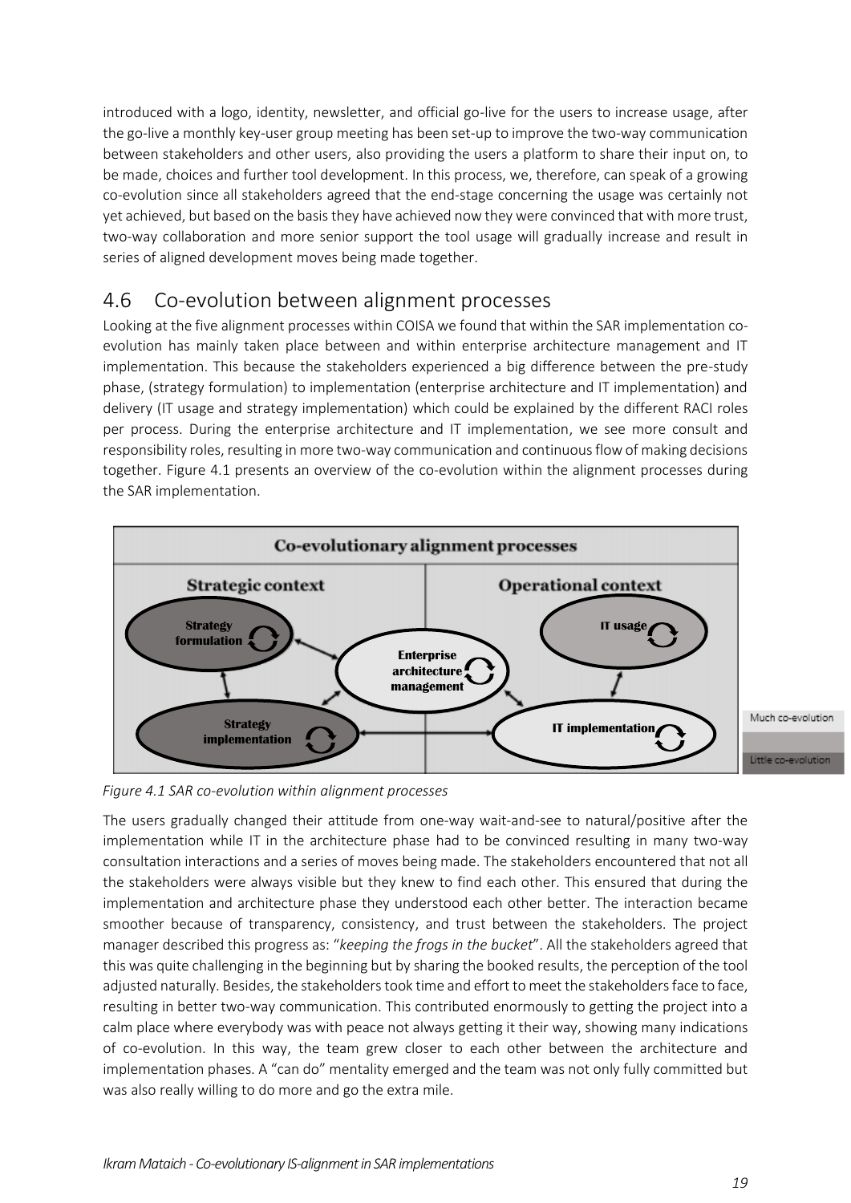introduced with a logo, identity, newsletter, and official go-live for the users to increase usage, after the go-live a monthly key-user group meeting has been set-up to improve the two-way communication between stakeholders and other users, also providing the users a platform to share their input on, to be made, choices and further tool development. In this process, we, therefore, can speak of a growing co-evolution since all stakeholders agreed that the end-stage concerning the usage was certainly not yet achieved, but based on the basis they have achieved now they were convinced that with more trust, two-way collaboration and more senior support the tool usage will gradually increase and result in series of aligned development moves being made together.

## 4.6 Co-evolution between alignment processes

Looking at the five alignment processes within COISA we found that within the SAR implementation co-evolution has mainly taken place between and within enterprise architecture management and IT implementation. This because the stakeholders experienced a big difference between the pre-study phase, (strategy formulation) to implementation (enterprise architecture and IT implementation) and delivery (IT usage and strategy implementation) which could be explained by the different RACI roles per process. During the enterprise architecture and IT implementation, we see more consult and responsibility roles, resulting in more two-way communication and continuous flow of making decisions together. Figure 4.1 presents an overview of the co-evolution within the alignment processes during the SAR implementation.

*Figure 4.1 SAR co-evolution within alignment processes*

The users gradually changed their attitude from one-way wait-and-see to natural/positive after the implementation while IT in the architecture phase had to be convinced resulting in many two-way consultation interactions and a series of moves being made. The stakeholders encountered that not all the stakeholders were always visible but they knew to find each other. This ensured that during the implementation and architecture phase they understood each other better. The interaction became smoother because of transparency, consistency, and trust between the stakeholders. The project manager described this progress as: "*keeping the frogs in the bucket*". All the stakeholders agreed that this was quite challenging in the beginning but by sharing the booked results, the perception of the tool adjusted naturally. Besides, the stakeholders took time and effort to meet the stakeholders face to face, resulting in better two-way communication. This contributed enormously to getting the project into a calm place where everybody was with peace not always getting it their way, showing many indications of co-evolution. In this way, the team grew closer to each other between the architecture and implementation phases. A "can do" mentality emerged and the team was not only fully committed but was also really willing to do more and go the extra mile.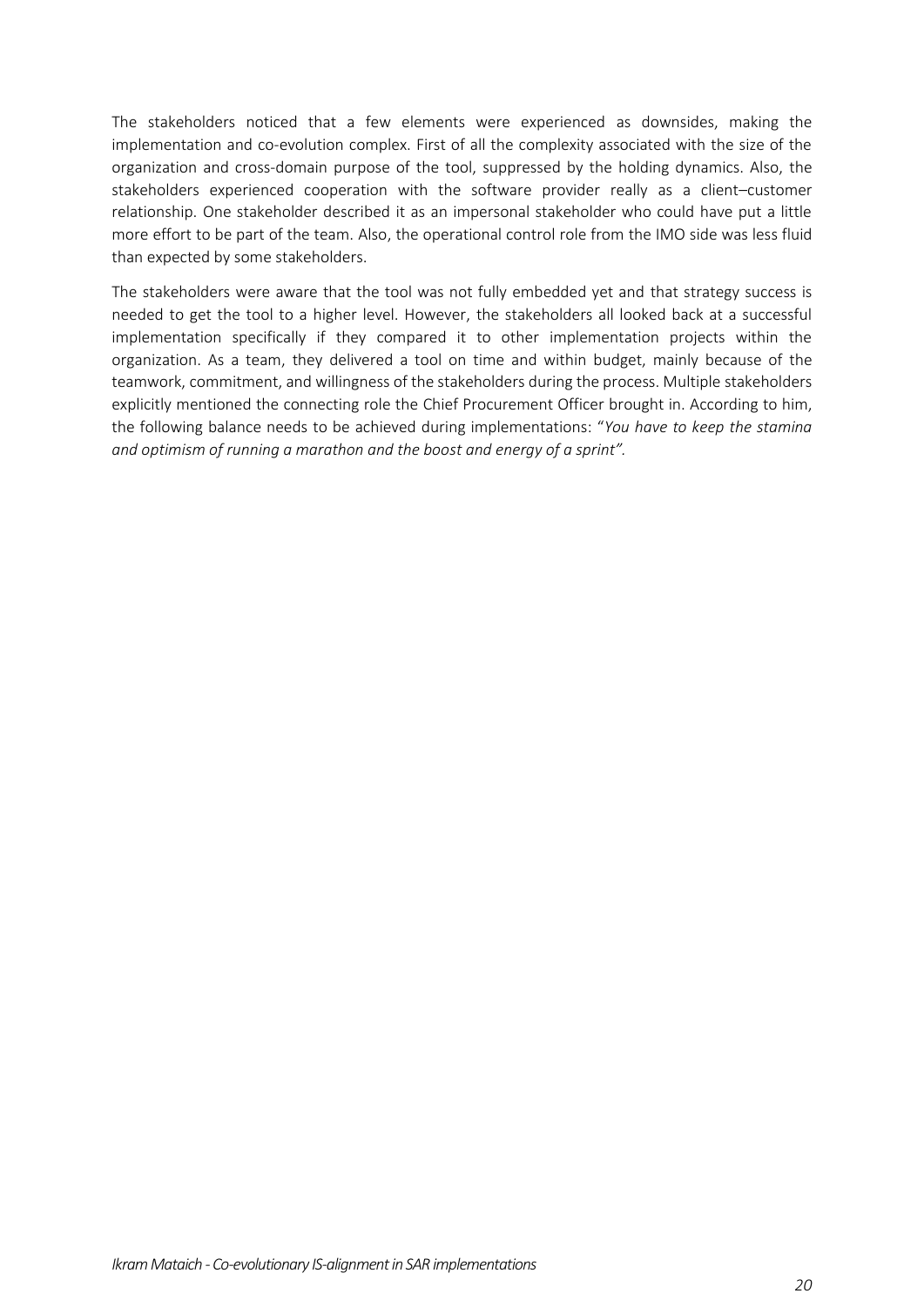The stakeholders noticed that a few elements were experienced as downsides, making the implementation and co-evolution complex. First of all the complexity associated with the size of the organization and cross-domain purpose of the tool, suppressed by the holding dynamics. Also, the stakeholders experienced cooperation with the software provider really as a client–customer relationship. One stakeholder described it as an impersonal stakeholder who could have put a little more effort to be part of the team. Also, the operational control role from the IMO side was less fluid than expected by some stakeholders.

The stakeholders were aware that the tool was not fully embedded yet and that strategy success is needed to get the tool to a higher level. However, the stakeholders all looked back at a successful implementation specifically if they compared it to other implementation projects within the organization. As a team, they delivered a tool on time and within budget, mainly because of the teamwork, commitment, and willingness of the stakeholders during the process. Multiple stakeholders explicitly mentioned the connecting role the Chief Procurement Officer brought in. According to him, the following balance needs to be achieved during implementations: "*You have to keep the stamina and optimism of running a marathon and the boost and energy of a sprint".*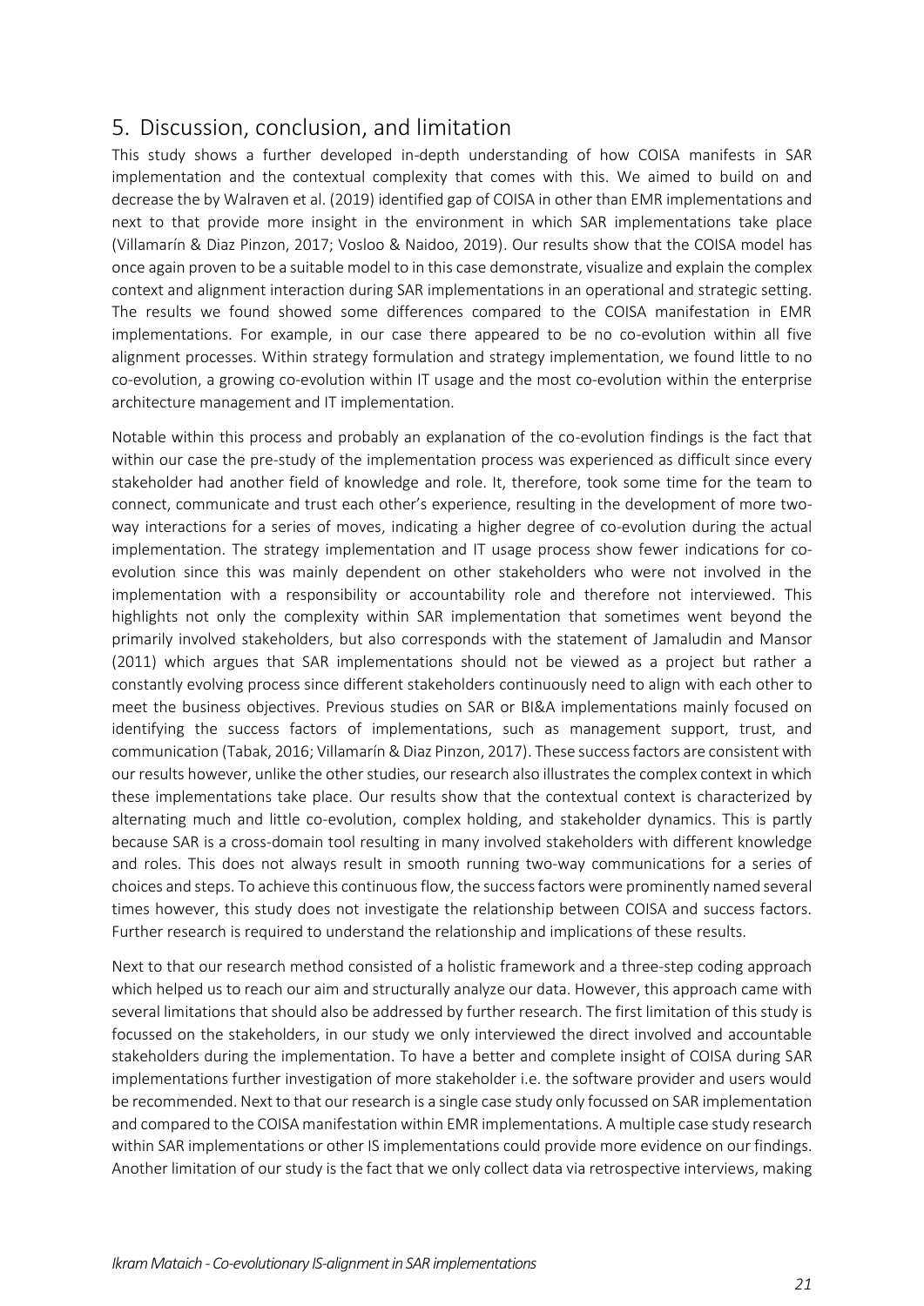## 5. Discussion, conclusion, and limitation

This study shows a further developed in-depth understanding of how COISA manifests in SAR implementation and the contextual complexity that comes with this. We aimed to build on and decrease the by Walraven et al. (2019) identified gap of COISA in other than EMR implementations and next to that provide more insight in the environment in which SAR implementations take place (Villamarín & Diaz Pinzon, 2017; Vosloo & Naidoo, 2019). Our results show that the COISA model has once again proven to be a suitable model to in this case demonstrate, visualize and explain the complex context and alignment interaction during SAR implementations in an operational and strategic setting. The results we found showed some differences compared to the COISA manifestation in EMR implementations. For example, in our case there appeared to be no co-evolution within all five alignment processes. Within strategy formulation and strategy implementation, we found little to no co-evolution, a growing co-evolution within IT usage and the most co-evolution within the enterprise architecture management and IT implementation.

Notable within this process and probably an explanation of the co-evolution findings is the fact that within our case the pre-study of the implementation process was experienced as difficult since every stakeholder had another field of knowledge and role. It, therefore, took some time for the team to connect, communicate and trust each other's experience, resulting in the development of more two-way interactions for a series of moves, indicating a higher degree of co-evolution during the actual implementation. The strategy implementation and IT usage process show fewer indications for co-evolution since this was mainly dependent on other stakeholders who were not involved in the implementation with a responsibility or accountability role and therefore not interviewed. This highlights not only the complexity within SAR implementation that sometimes went beyond the primarily involved stakeholders, but also corresponds with the statement of Jamaludin and Mansor (2011) which argues that SAR implementations should not be viewed as a project but rather a constantly evolving process since different stakeholders continuously need to align with each other to meet the business objectives. Previous studies on SAR or BI&A implementations mainly focused on identifying the success factors of implementations, such as management support, trust, and communication (Tabak, 2016; Villamarín & Diaz Pinzon, 2017). These success factors are consistent with our results however, unlike the other studies, our research also illustrates the complex context in which these implementations take place. Our results show that the contextual context is characterized by alternating much and little co-evolution, complex holding, and stakeholder dynamics. This is partly because SAR is a cross-domain tool resulting in many involved stakeholders with different knowledge and roles. This does not always result in smooth running two-way communications for a series of choices and steps. To achieve this continuous flow, the success factors were prominently named several times however, this study does not investigate the relationship between COISA and success factors. Further research is required to understand the relationship and implications of these results.

Next to that our research method consisted of a holistic framework and a three-step coding approach which helped us to reach our aim and structurally analyze our data. However, this approach came with several limitations that should also be addressed by further research. The first limitation of this study is focussed on the stakeholders, in our study we only interviewed the direct involved and accountable stakeholders during the implementation. To have a better and complete insight of COISA during SAR implementations further investigation of more stakeholder i.e. the software provider and users would be recommended. Next to that our research is a single case study only focussed on SAR implementation and compared to the COISA manifestation within EMR implementations. A multiple case study research within SAR implementations or other IS implementations could provide more evidence on our findings. Another limitation of our study is the fact that we only collect data via retrospective interviews, making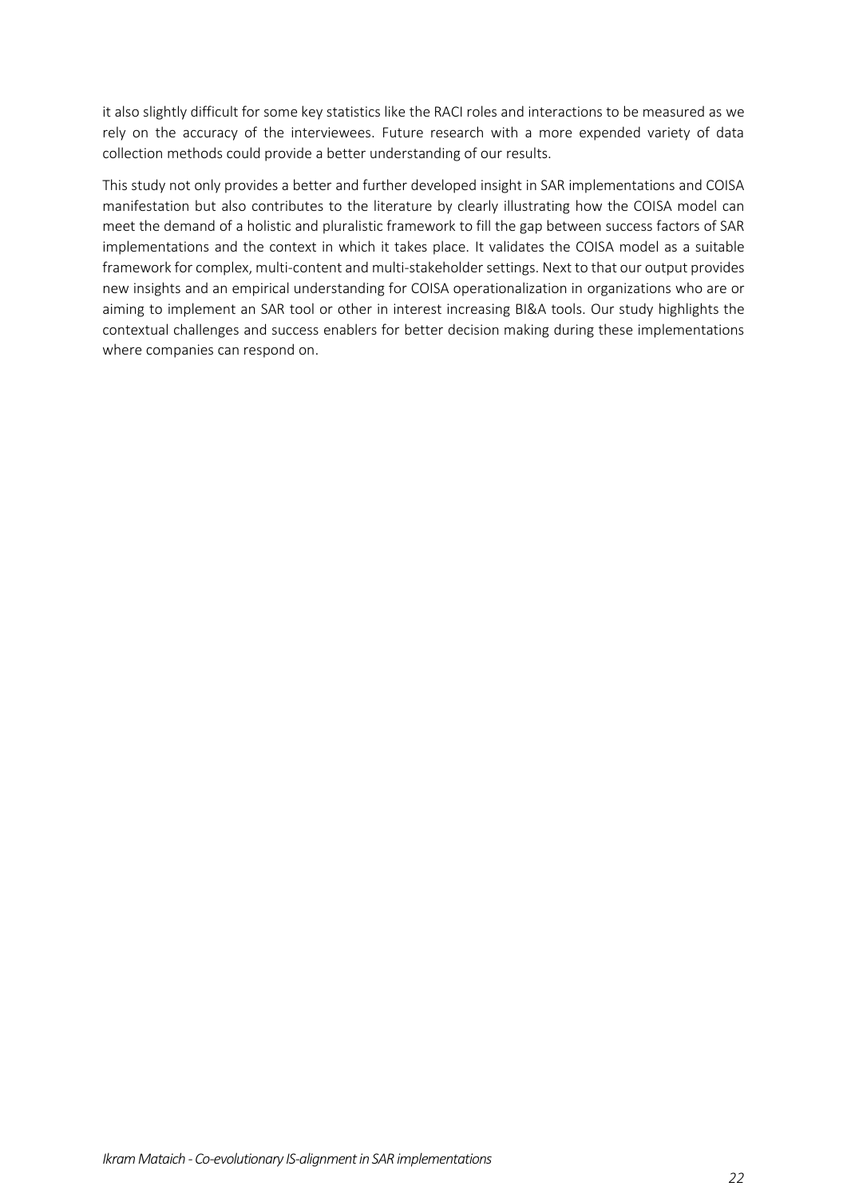it also slightly difficult for some key statistics like the RACI roles and interactions to be measured as we rely on the accuracy of the interviewees. Future research with a more expended variety of data collection methods could provide a better understanding of our results.

This study not only provides a better and further developed insight in SAR implementations and COISA manifestation but also contributes to the literature by clearly illustrating how the COISA model can meet the demand of a holistic and pluralistic framework to fill the gap between success factors of SAR implementations and the context in which it takes place. It validates the COISA model as a suitable framework for complex, multi-content and multi-stakeholder settings. Next to that our output provides new insights and an empirical understanding for COISA operationalization in organizations who are or aiming to implement an SAR tool or other in interest increasing BI&A tools. Our study highlights the contextual challenges and success enablers for better decision making during these implementations where companies can respond on.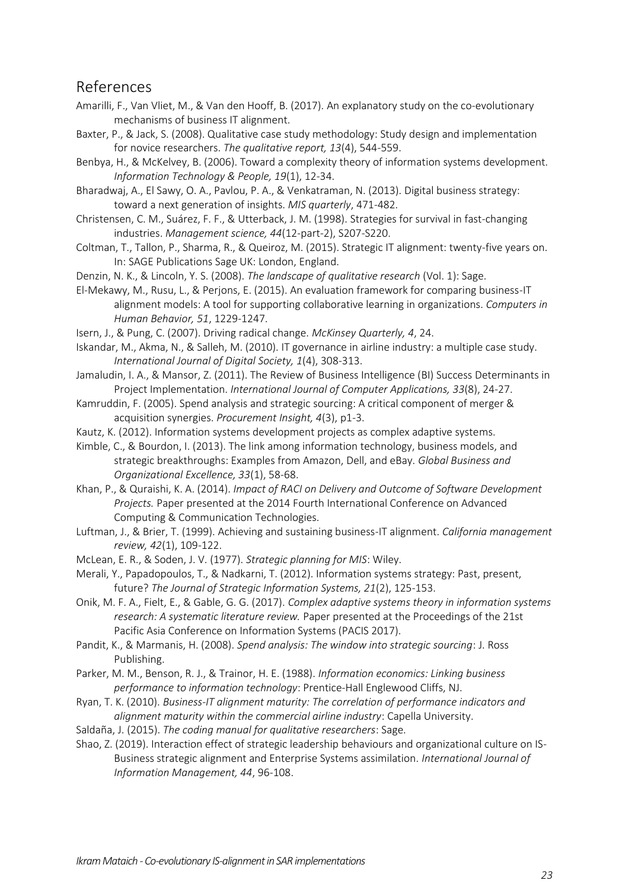## References

Amarilli, F., Van Vliet, M., & Van den Hooff, B. (2017). An explanatory study on the co-evolutionary mechanisms of business IT alignment.

Baxter, P., & Jack, S. (2008). Qualitative case study methodology: Study design and implementation for novice researchers. *The qualitative report, 13*(4), 544-559.

Benbya, H., & McKelvey, B. (2006). Toward a complexity theory of information systems development. *Information Technology & People, 19*(1), 12-34.

Bharadwaj, A., El Sawy, O. A., Pavlou, P. A., & Venkatraman, N. (2013). Digital business strategy: toward a next generation of insights. *MIS quarterly*, 471-482.

Christensen, C. M., Suárez, F. F., & Utterback, J. M. (1998). Strategies for survival in fast-changing industries. *Management science, 44*(12-part-2), S207-S220.

Coltman, T., Tallon, P., Sharma, R., & Queiroz, M. (2015). Strategic IT alignment: twenty-five years on. In: SAGE Publications Sage UK: London, England.

Denzin, N. K., & Lincoln, Y. S. (2008). *The landscape of qualitative research* (Vol. 1): Sage.

El-Mekawy, M., Rusu, L., & Perjons, E. (2015). An evaluation framework for comparing business-IT alignment models: A tool for supporting collaborative learning in organizations. *Computers in Human Behavior, 51*, 1229-1247.

Isern, J., & Pung, C. (2007). Driving radical change. *McKinsey Quarterly, 4*, 24.

Iskandar, M., Akma, N., & Salleh, M. (2010). IT governance in airline industry: a multiple case study. *International Journal of Digital Society, 1*(4), 308-313.

Jamaludin, I. A., & Mansor, Z. (2011). The Review of Business Intelligence (BI) Success Determinants in Project Implementation. *International Journal of Computer Applications, 33*(8), 24-27.

Kamruddin, F. (2005). Spend analysis and strategic sourcing: A critical component of merger & acquisition synergies. *Procurement Insight, 4*(3), p1-3.

Kautz, K. (2012). Information systems development projects as complex adaptive systems.

Kimble, C., & Bourdon, I. (2013). The link among information technology, business models, and strategic breakthroughs: Examples from Amazon, Dell, and eBay. *Global Business and Organizational Excellence, 33*(1), 58-68.

Khan, P., & Quraishi, K. A. (2014). *Impact of RACI on Delivery and Outcome of Software Development Projects.* Paper presented at the 2014 Fourth International Conference on Advanced Computing & Communication Technologies.

Luftman, J., & Brier, T. (1999). Achieving and sustaining business-IT alignment. *California management review, 42*(1), 109-122.

McLean, E. R., & Soden, J. V. (1977). *Strategic planning for MIS*: Wiley.

Merali, Y., Papadopoulos, T., & Nadkarni, T. (2012). Information systems strategy: Past, present, future? *The Journal of Strategic Information Systems, 21*(2), 125-153.

Onik, M. F. A., Fielt, E., & Gable, G. G. (2017). *Complex adaptive systems theory in information systems research: A systematic literature review.* Paper presented at the Proceedings of the 21st Pacific Asia Conference on Information Systems (PACIS 2017).

Pandit, K., & Marmanis, H. (2008). *Spend analysis: The window into strategic sourcing*: J. Ross Publishing.

Parker, M. M., Benson, R. J., & Trainor, H. E. (1988). *Information economics: Linking business performance to information technology*: Prentice-Hall Englewood Cliffs, NJ.

Ryan, T. K. (2010). *Business-IT alignment maturity: The correlation of performance indicators and alignment maturity within the commercial airline industry*: Capella University.

Saldaña, J. (2015). *The coding manual for qualitative researchers*: Sage.

Shao, Z. (2019). Interaction effect of strategic leadership behaviours and organizational culture on IS-Business strategic alignment and Enterprise Systems assimilation. *International Journal of Information Management, 44*, 96-108.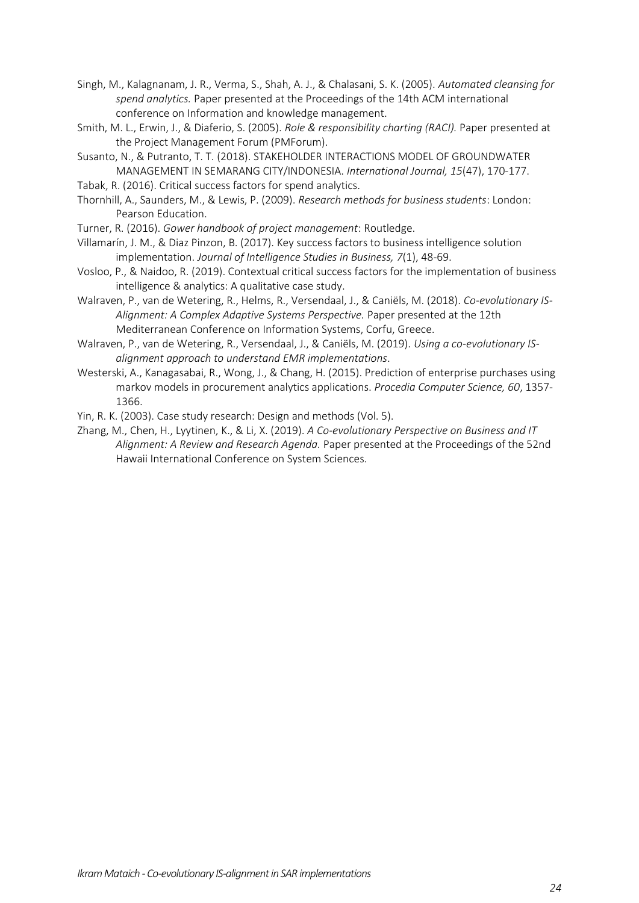Singh, M., Kalagnanam, J. R., Verma, S., Shah, A. J., & Chalasani, S. K. (2005). *Automated cleansing for spend analytics.* Paper presented at the Proceedings of the 14th ACM international conference on Information and knowledge management.

Smith, M. L., Erwin, J., & Diaferio, S. (2005). *Role & responsibility charting (RACI).* Paper presented at the Project Management Forum (PMForum).

Susanto, N., & Putranto, T. T. (2018). STAKEHOLDER INTERACTIONS MODEL OF GROUNDWATER MANAGEMENT IN SEMARANG CITY/INDONESIA. *International Journal, 15*(47), 170-177.

Tabak, R. (2016). Critical success factors for spend analytics.

Thornhill, A., Saunders, M., & Lewis, P. (2009). *Research methods for business students*: London: Pearson Education.

Turner, R. (2016). *Gower handbook of project management*: Routledge.

Villamarín, J. M., & Diaz Pinzon, B. (2017). Key success factors to business intelligence solution implementation. *Journal of Intelligence Studies in Business, 7*(1), 48-69.

Vosloo, P., & Naidoo, R. (2019). Contextual critical success factors for the implementation of business intelligence & analytics: A qualitative case study.

Walraven, P., van de Wetering, R., Helms, R., Versendaal, J., & Caniëls, M. (2018). *Co-evolutionary IS-Alignment: A Complex Adaptive Systems Perspective.* Paper presented at the 12th Mediterranean Conference on Information Systems, Corfu, Greece.

Walraven, P., van de Wetering, R., Versendaal, J., & Caniëls, M. (2019). *Using a co-evolutionary IS-alignment approach to understand EMR implementations*.

Westerski, A., Kanagasabai, R., Wong, J., & Chang, H. (2015). Prediction of enterprise purchases using markov models in procurement analytics applications. *Procedia Computer Science, 60*, 1357-1366.

Yin, R. K. (2003). Case study research: Design and methods (Vol. 5).

Zhang, M., Chen, H., Lyytinen, K., & Li, X. (2019). *A Co-evolutionary Perspective on Business and IT Alignment: A Review and Research Agenda.* Paper presented at the Proceedings of the 52nd Hawaii International Conference on System Sciences.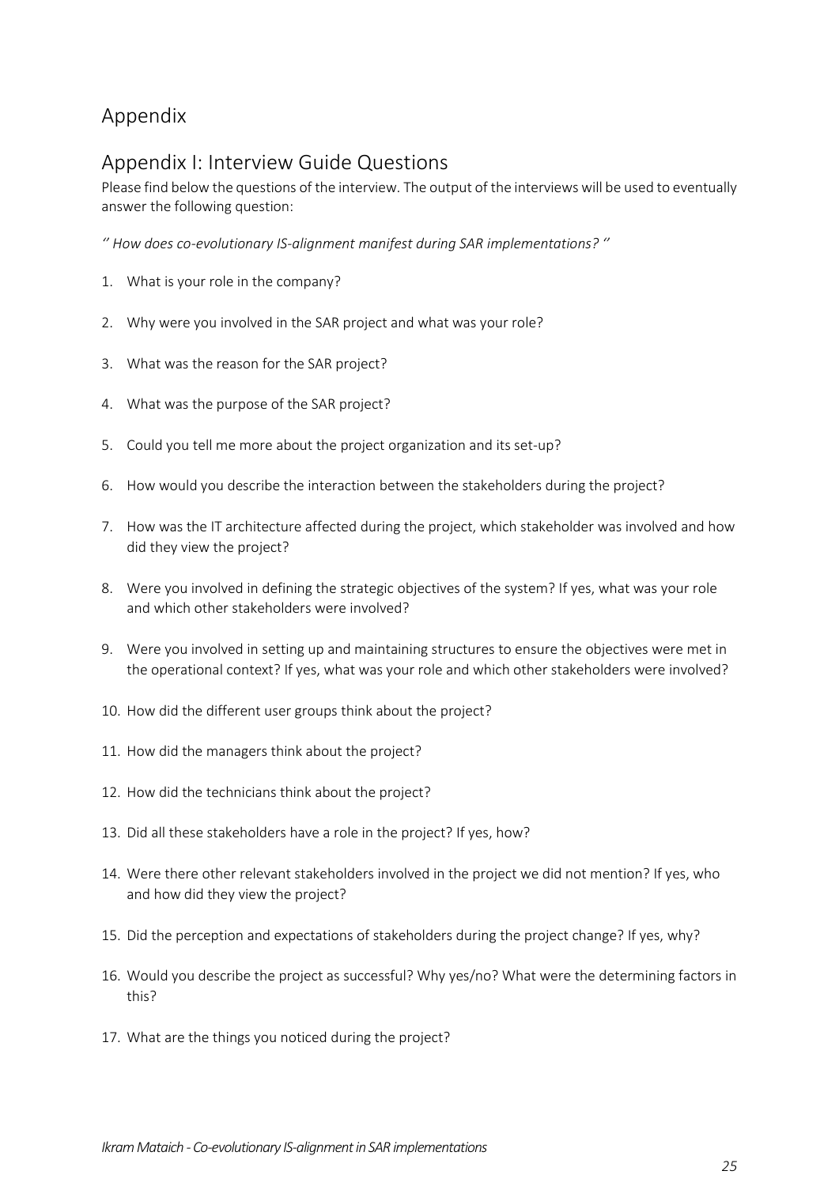# Appendix

## Appendix I: Interview Guide Questions

Please find below the questions of the interview. The output of the interviews will be used to eventually answer the following question:

*'' How does co-evolutionary IS-alignment manifest during SAR implementations? ''*

1. What is your role in the company?
2. Why were you involved in the SAR project and what was your role?
3. What was the reason for the SAR project?
4. What was the purpose of the SAR project?
5. Could you tell me more about the project organization and its set-up?
6. How would you describe the interaction between the stakeholders during the project?
7. How was the IT architecture affected during the project, which stakeholder was involved and how did they view the project?
8. Were you involved in defining the strategic objectives of the system? If yes, what was your role and which other stakeholders were involved?
9. Were you involved in setting up and maintaining structures to ensure the objectives were met in the operational context? If yes, what was your role and which other stakeholders were involved?
10. How did the different user groups think about the project?
11. How did the managers think about the project?
12. How did the technicians think about the project?
13. Did all these stakeholders have a role in the project? If yes, how?
14. Were there other relevant stakeholders involved in the project we did not mention? If yes, who and how did they view the project?
15. Did the perception and expectations of stakeholders during the project change? If yes, why?
16. Would you describe the project as successful? Why yes/no? What were the determining factors in this?
17. What are the things you noticed during the project?